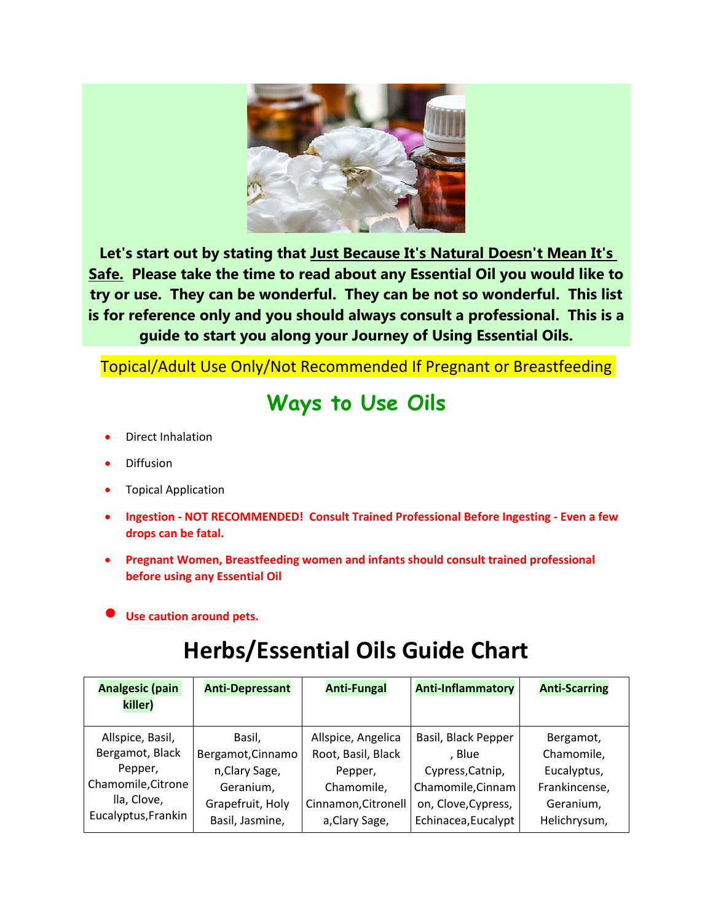**Let's start out by stating that Just Because It's Natural Doesn't Mean It's Safe. Please take the time to read about any Essential Oil you would like to try or use. They can be wonderful. They can be not so wonderful. This list is for reference only and you should always consult a professional. This is a guide to start you along your Journey of Using Essential Oils.**

Topical/Adult Use Only/Not Recommended If Pregnant or Breastfeeding

## Ways to Use Oils

- Direct Inhalation
- Diffusion
- Topical Application
- **Ingestion - NOT RECOMMENDED! Consult Trained Professional Before Ingesting - Even a few drops can be fatal.**
- **Pregnant Women, Breastfeeding women and infants should consult trained professional before using any Essential Oil**
- **Use caution around pets.**

# Herbs/Essential Oils Guide Chart

| Analgesic (pain killer) | Anti-Depressant | Anti-Fungal | Anti-Inflammatory | Anti-Scarring |
|---|---|---|---|---|
| Allspice, Basil, Bergamot, Black Pepper, Chamomile,Citronella, Clove, Eucalyptus,Frankin | Basil, Bergamot,Cinnamon,Clary Sage, Geranium, Grapefruit, Holy Basil, Jasmine, | Allspice, Angelica Root, Basil, Black Pepper, Chamomile, Cinnamon,Citronella,Clary Sage, | Basil, Black Pepper , Blue Cypress,Catnip, Chamomile,Cinnamon, Clove,Cypress, Echinacea,Eucalypt | Bergamot, Chamomile, Eucalyptus, Frankincense, Geranium, Helichrysum, |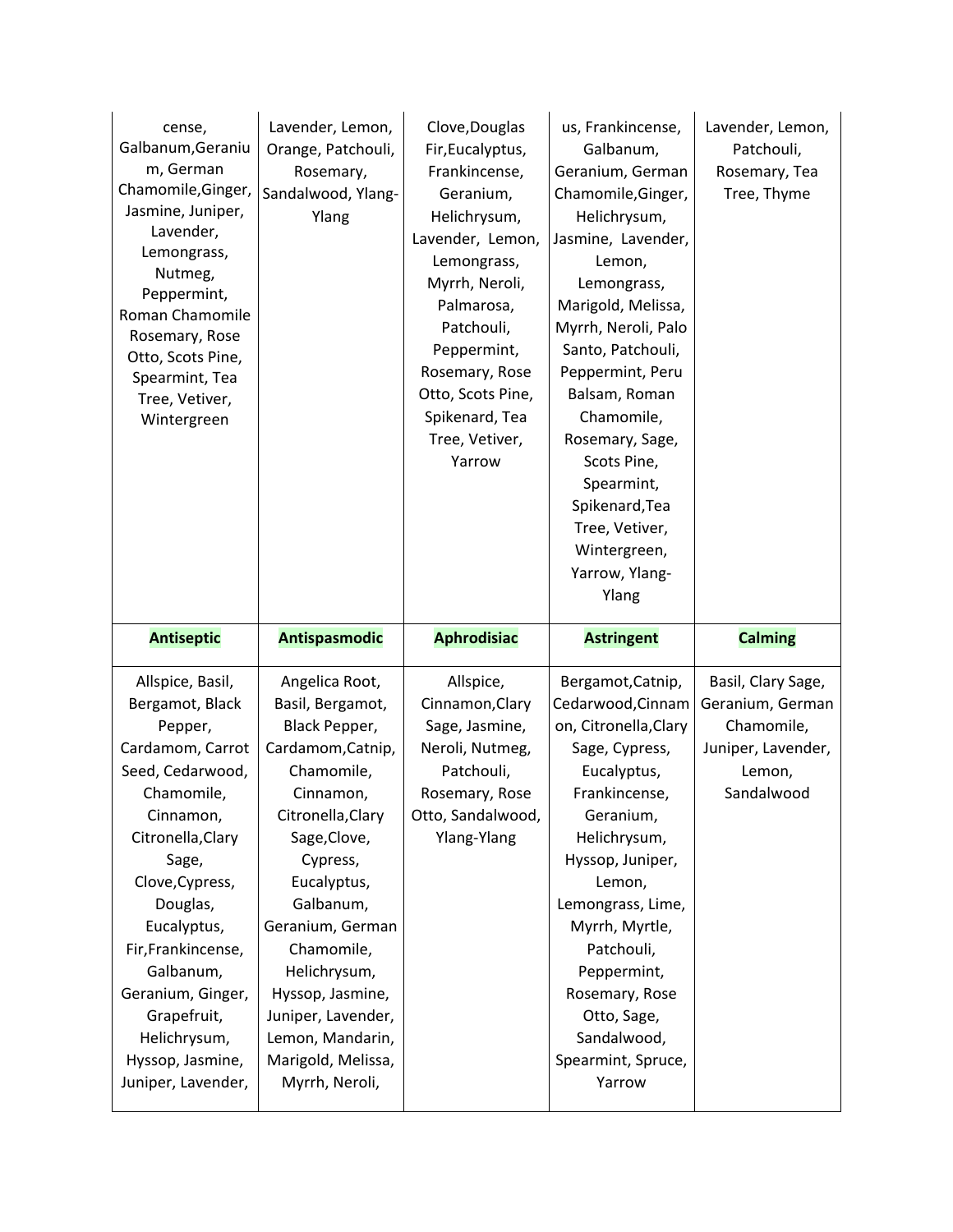| | | | | |
|---|---|---|---|---|
| cense, Galbanum,Geranium, German Chamomile,Ginger, Jasmine, Juniper, Lavender, Lemongrass, Nutmeg, Peppermint, Roman Chamomile Rosemary, Rose Otto, Scots Pine, Spearmint, Tea Tree, Vetiver, Wintergreen | Lavender, Lemon, Orange, Patchouli, Rosemary, Sandalwood, Ylang-Ylang | Clove,Douglas Fir,Eucalyptus, Frankincense, Geranium, Helichrysum, Lavender, Lemon, Lemongrass, Myrrh, Neroli, Palmarosa, Patchouli, Peppermint, Rosemary, Rose Otto, Scots Pine, Spikenard, Tea Tree, Vetiver, Yarrow | us, Frankincense, Galbanum, Geranium, German Chamomile,Ginger, Helichrysum, Jasmine, Lavender, Lemon, Lemongrass, Marigold, Melissa, Myrrh, Neroli, Palo Santo, Patchouli, Peppermint, Peru Balsam, Roman Chamomile, Rosemary, Sage, Scots Pine, Spearmint, Spikenard,Tea Tree, Vetiver, Wintergreen, Yarrow, Ylang-Ylang | Lavender, Lemon, Patchouli, Rosemary, Tea Tree, Thyme |
| **Antiseptic** | **Antispasmodic** | **Aphrodisiac** | **Astringent** | **Calming** |
| Allspice, Basil, Bergamot, Black Pepper, Cardamom, Carrot Seed, Cedarwood, Chamomile, Cinnamon, Citronella,Clary Sage, Clove,Cypress, Douglas, Eucalyptus, Fir,Frankincense, Galbanum, Geranium, Ginger, Grapefruit, Helichrysum, Hyssop, Jasmine, Juniper, Lavender, | Angelica Root, Basil, Bergamot, Black Pepper, Cardamom,Catnip, Chamomile, Cinnamon, Citronella,Clary Sage,Clove, Cypress, Eucalyptus, Galbanum, Geranium, German Chamomile, Helichrysum, Hyssop, Jasmine, Juniper, Lavender, Lemon, Mandarin, Marigold, Melissa, Myrrh, Neroli, | Allspice, Cinnamon,Clary Sage, Jasmine, Neroli, Nutmeg, Patchouli, Rosemary, Rose Otto, Sandalwood, Ylang-Ylang | Bergamot,Catnip, Cedarwood,Cinnamon, Citronella,Clary Sage, Cypress, Eucalyptus, Frankincense, Geranium, Helichrysum, Hyssop, Juniper, Lemon, Lemongrass, Lime, Myrrh, Myrtle, Patchouli, Peppermint, Rosemary, Rose Otto, Sage, Sandalwood, Spearmint, Spruce, Yarrow | Basil, Clary Sage, Geranium, German Chamomile, Juniper, Lavender, Lemon, Sandalwood |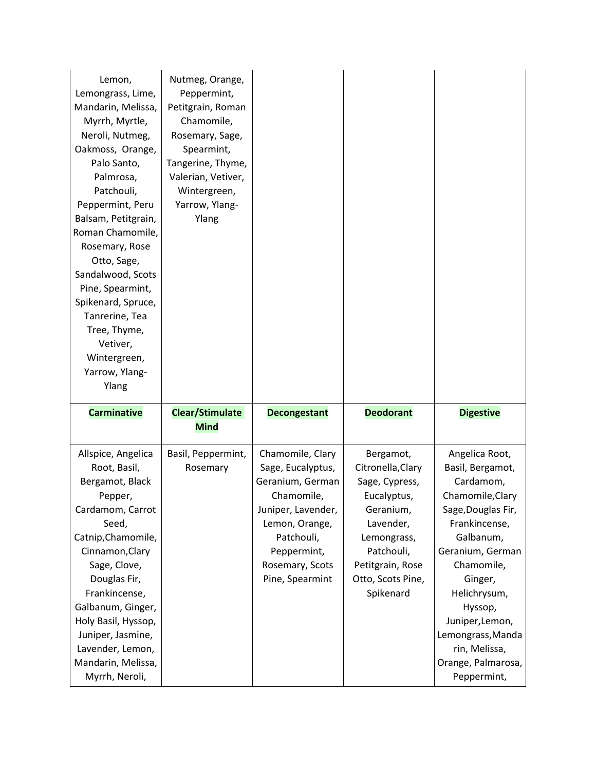| | | | | |
|---|---|---|---|---|
| Lemon, Lemongrass, Lime, Mandarin, Melissa, Myrrh, Myrtle, Neroli, Nutmeg, Oakmoss, Orange, Palo Santo, Palmrosa, Patchouli, Peppermint, Peru Balsam, Petitgrain, Roman Chamomile, Rosemary, Rose Otto, Sage, Sandalwood, Scots Pine, Spearmint, Spikenard, Spruce, Tanrerine, Tea Tree, Thyme, Vetiver, Wintergreen, Yarrow, Ylang-Ylang | Nutmeg, Orange, Peppermint, Petitgrain, Roman Chamomile, Rosemary, Sage, Spearmint, Tangerine, Thyme, Valerian, Vetiver, Wintergreen, Yarrow, Ylang-Ylang | | | |
| **Carminative** | **Clear/Stimulate Mind** | **Decongestant** | **Deodorant** | **Digestive** |
| Allspice, Angelica Root, Basil, Bergamot, Black Pepper, Cardamom, Carrot Seed, Catnip,Chamomile, Cinnamon,Clary Sage, Clove, Douglas Fir, Frankincense, Galbanum, Ginger, Holy Basil, Hyssop, Juniper, Jasmine, Lavender, Lemon, Mandarin, Melissa, Myrrh, Neroli, | Basil, Peppermint, Rosemary | Chamomile, Clary Sage, Eucalyptus, Geranium, German Chamomile, Juniper, Lavender, Lemon, Orange, Patchouli, Peppermint, Rosemary, Scots Pine, Spearmint | Bergamot, Citronella,Clary Sage, Cypress, Eucalyptus, Geranium, Lavender, Lemongrass, Patchouli, Petitgrain, Rose Otto, Scots Pine, Spikenard | Angelica Root, Basil, Bergamot, Cardamom, Chamomile,Clary Sage,Douglas Fir, Frankincense, Galbanum, Geranium, German Chamomile, Ginger, Helichrysum, Hyssop, Juniper,Lemon, Lemongrass,Mandarin, Melissa, Orange, Palmarosa, Peppermint, |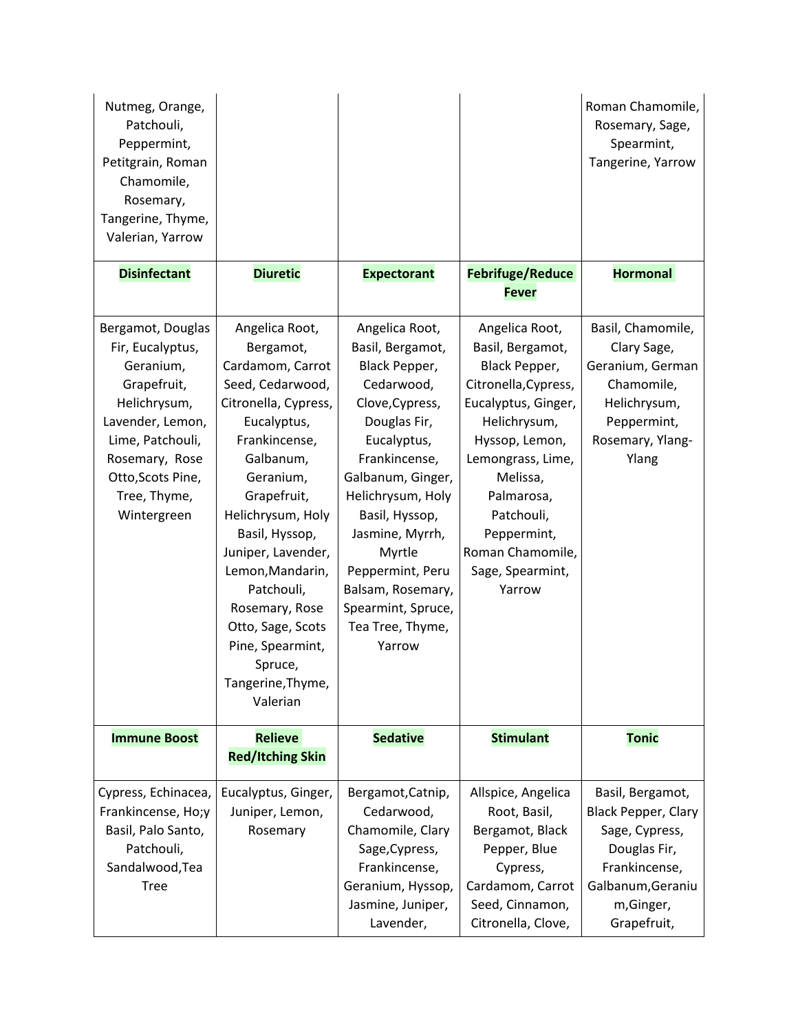| | | | | |
|---|---|---|---|---|
| Nutmeg, Orange, Patchouli, Peppermint, Petitgrain, Roman Chamomile, Rosemary, Tangerine, Thyme, Valerian, Yarrow | | | | Roman Chamomile, Rosemary, Sage, Spearmint, Tangerine, Yarrow |
| **Disinfectant** | **Diuretic** | **Expectorant** | **Febrifuge/Reduce Fever** | **Hormonal** |
| Bergamot, Douglas Fir, Eucalyptus, Geranium, Grapefruit, Helichrysum, Lavender, Lemon, Lime, Patchouli, Rosemary, Rose Otto,Scots Pine, Tree, Thyme, Wintergreen | Angelica Root, Bergamot, Cardamom, Carrot Seed, Cedarwood, Citronella, Cypress, Eucalyptus, Frankincense, Galbanum, Geranium, Grapefruit, Helichrysum, Holy Basil, Hyssop, Juniper, Lavender, Lemon,Mandarin, Patchouli, Rosemary, Rose Otto, Sage, Scots Pine, Spearmint, Spruce, Tangerine,Thyme, Valerian | Angelica Root, Basil, Bergamot, Black Pepper, Cedarwood, Clove,Cypress, Douglas Fir, Eucalyptus, Frankincense, Galbanum, Ginger, Helichrysum, Holy Basil, Hyssop, Jasmine, Myrrh, Myrtle Peppermint, Peru Balsam, Rosemary, Spearmint, Spruce, Tea Tree, Thyme, Yarrow | Angelica Root, Basil, Bergamot, Black Pepper, Citronella,Cypress, Eucalyptus, Ginger, Helichrysum, Hyssop, Lemon, Lemongrass, Lime, Melissa, Palmarosa, Patchouli, Peppermint, Roman Chamomile, Sage, Spearmint, Yarrow | Basil, Chamomile, Clary Sage, Geranium, German Chamomile, Helichrysum, Peppermint, Rosemary, Ylang-Ylang |
| **Immune Boost** | **Relieve Red/Itching Skin** | **Sedative** | **Stimulant** | **Tonic** |
| Cypress, Echinacea, Frankincense, Ho;y Basil, Palo Santo, Patchouli, Sandalwood,Tea Tree | Eucalyptus, Ginger, Juniper, Lemon, Rosemary | Bergamot,Catnip, Cedarwood, Chamomile, Clary Sage,Cypress, Frankincense, Geranium, Hyssop, Jasmine, Juniper, Lavender, | Allspice, Angelica Root, Basil, Bergamot, Black Pepper, Blue Cypress, Cardamom, Carrot Seed, Cinnamon, Citronella, Clove, | Basil, Bergamot, Black Pepper, Clary Sage, Cypress, Douglas Fir, Frankincense, Galbanum,Geranium,Ginger, Grapefruit, |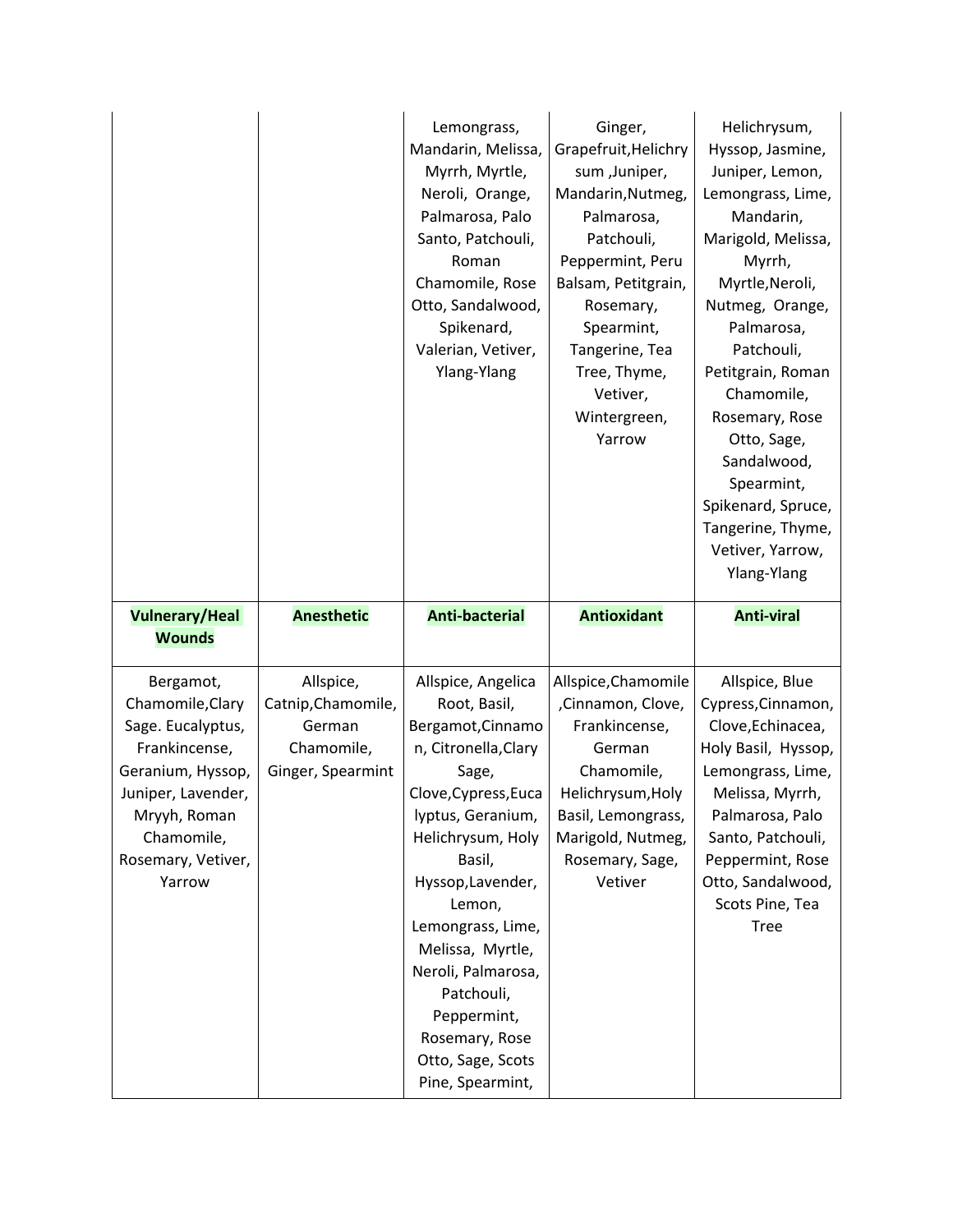| | | | | |
|---|---|---|---|---|
| | | Lemongrass, Mandarin, Melissa, Myrrh, Myrtle, Neroli, Orange, Palmarosa, Palo Santo, Patchouli, Roman Chamomile, Rose Otto, Sandalwood, Spikenard, Valerian, Vetiver, Ylang-Ylang | Ginger, Grapefruit,Helichrysum ,Juniper, Mandarin,Nutmeg, Palmarosa, Patchouli, Peppermint, Peru Balsam, Petitgrain, Rosemary, Spearmint, Tangerine, Tea Tree, Thyme, Vetiver, Wintergreen, Yarrow | Helichrysum, Hyssop, Jasmine, Juniper, Lemon, Lemongrass, Lime, Mandarin, Marigold, Melissa, Myrrh, Myrtle,Neroli, Nutmeg, Orange, Palmarosa, Patchouli, Petitgrain, Roman Chamomile, Rosemary, Rose Otto, Sage, Sandalwood, Spearmint, Spikenard, Spruce, Tangerine, Thyme, Vetiver, Yarrow, Ylang-Ylang |
| **Vulnerary/Heal Wounds** | **Anesthetic** | **Anti-bacterial** | **Antioxidant** | **Anti-viral** |
| Bergamot, Chamomile,Clary Sage. Eucalyptus, Frankincense, Geranium, Hyssop, Juniper, Lavender, Mryyh, Roman Chamomile, Rosemary, Vetiver, Yarrow | Allspice, Catnip,Chamomile, German Chamomile, Ginger, Spearmint | Allspice, Angelica Root, Basil, Bergamot,Cinnamon, Citronella,Clary Sage, Clove,Cypress,Eucalyptus, Geranium, Helichrysum, Holy Basil, Hyssop,Lavender, Lemon, Lemongrass, Lime, Melissa, Myrtle, Neroli, Palmarosa, Patchouli, Peppermint, Rosemary, Rose Otto, Sage, Scots Pine, Spearmint, | Allspice,Chamomile ,Cinnamon, Clove, Frankincense, German Chamomile, Helichrysum,Holy Basil, Lemongrass, Marigold, Nutmeg, Rosemary, Sage, Vetiver | Allspice, Blue Cypress,Cinnamon, Clove,Echinacea, Holy Basil, Hyssop, Lemongrass, Lime, Melissa, Myrrh, Palmarosa, Palo Santo, Patchouli, Peppermint, Rose Otto, Sandalwood, Scots Pine, Tea Tree |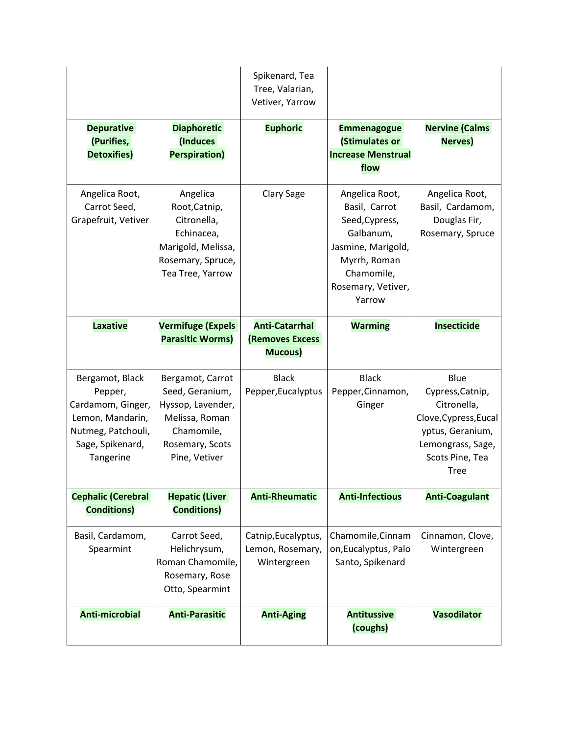| | | Spikenard, Tea Tree, Valarian, Vetiver, Yarrow | | |
|---|---|---|---|---|
| **Depurative (Purifies, Detoxifies)** | **Diaphoretic (Induces Perspiration)** | **Euphoric** | **Emmenagogue (Stimulates or Increase Menstrual flow** | **Nervine (Calms Nerves)** |
| Angelica Root, Carrot Seed, Grapefruit, Vetiver | Angelica Root,Catnip, Citronella, Echinacea, Marigold, Melissa, Rosemary, Spruce, Tea Tree, Yarrow | Clary Sage | Angelica Root, Basil, Carrot Seed,Cypress, Galbanum, Jasmine, Marigold, Myrrh, Roman Chamomile, Rosemary, Vetiver, Yarrow | Angelica Root, Basil, Cardamom, Douglas Fir, Rosemary, Spruce |
| **Laxative** | **Vermifuge (Expels Parasitic Worms)** | **Anti-Catarrhal (Removes Excess Mucous)** | **Warming** | **Insecticide** |
| Bergamot, Black Pepper, Cardamom, Ginger, Lemon, Mandarin, Nutmeg, Patchouli, Sage, Spikenard, Tangerine | Bergamot, Carrot Seed, Geranium, Hyssop, Lavender, Melissa, Roman Chamomile, Rosemary, Scots Pine, Vetiver | Black Pepper,Eucalyptus | Black Pepper,Cinnamon, Ginger | Blue Cypress,Catnip, Citronella, Clove,Cypress,Eucalyptus, Geranium, Lemongrass, Sage, Scots Pine, Tea Tree |
| **Cephalic (Cerebral Conditions)** | **Hepatic (Liver Conditions)** | **Anti-Rheumatic** | **Anti-Infectious** | **Anti-Coagulant** |
| Basil, Cardamom, Spearmint | Carrot Seed, Helichrysum, Roman Chamomile, Rosemary, Rose Otto, Spearmint | Catnip,Eucalyptus, Lemon, Rosemary, Wintergreen | Chamomile,Cinnamon,Eucalyptus, Palo Santo, Spikenard | Cinnamon, Clove, Wintergreen |
| **Anti-microbial** | **Anti-Parasitic** | **Anti-Aging** | **Antitussive (coughs)** | **Vasodilator** |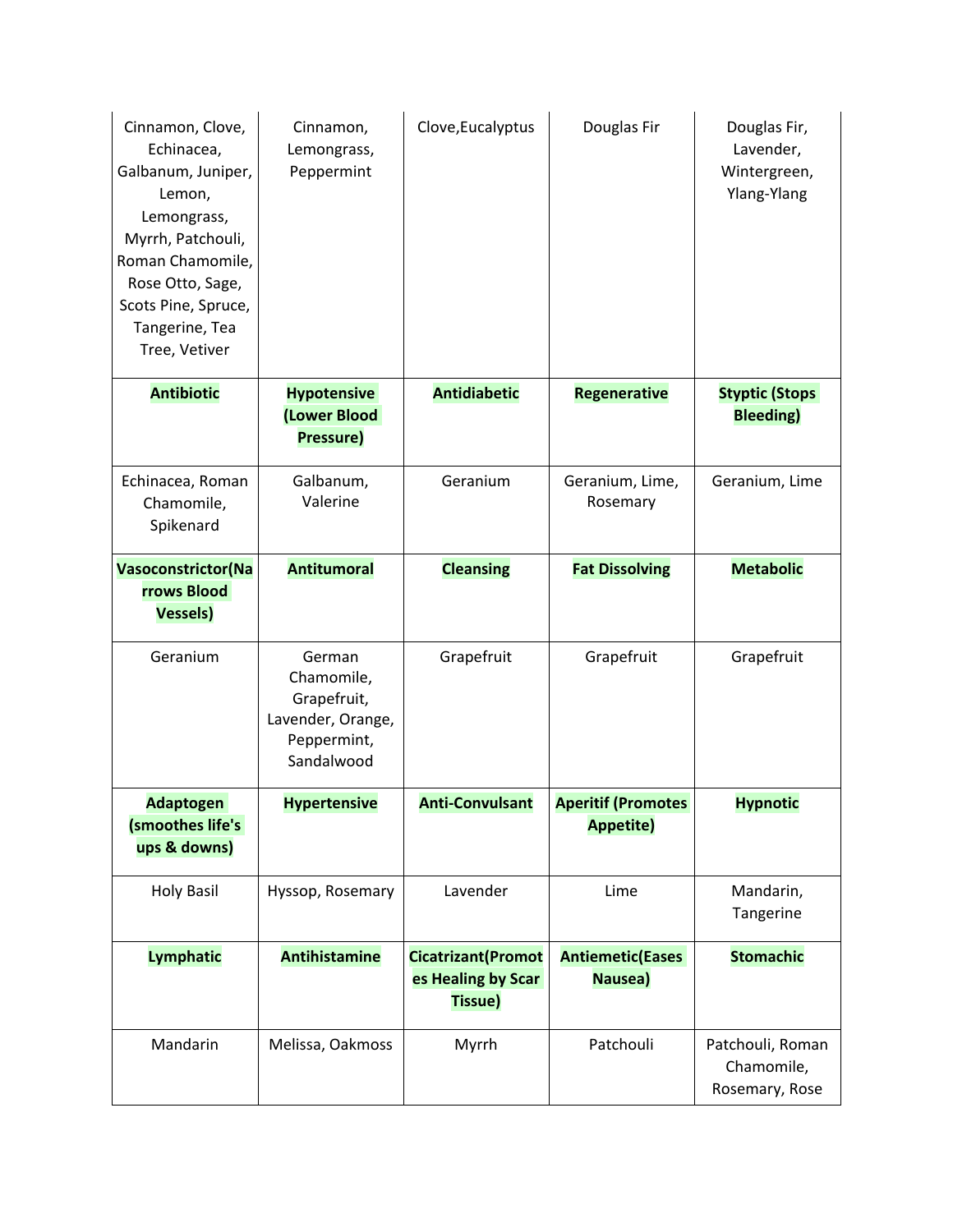| Cinnamon, Clove, Echinacea, Galbanum, Juniper, Lemon, Lemongrass, Myrrh, Patchouli, Roman Chamomile, Rose Otto, Sage, Scots Pine, Spruce, Tangerine, Tea Tree, Vetiver | Cinnamon, Lemongrass, Peppermint | Clove,Eucalyptus | Douglas Fir | Douglas Fir, Lavender, Wintergreen, Ylang-Ylang |
|---|---|---|---|---|
| **Antibiotic** | **Hypotensive (Lower Blood Pressure)** | **Antidiabetic** | **Regenerative** | **Styptic (Stops Bleeding)** |
| Echinacea, Roman Chamomile, Spikenard | Galbanum, Valerine | Geranium | Geranium, Lime, Rosemary | Geranium, Lime |
| **Vasoconstrictor(Narrows Blood Vessels)** | **Antitumoral** | **Cleansing** | **Fat Dissolving** | **Metabolic** |
| Geranium | German Chamomile, Grapefruit, Lavender, Orange, Peppermint, Sandalwood | Grapefruit | Grapefruit | Grapefruit |
| **Adaptogen (smoothes life's ups & downs)** | **Hypertensive** | **Anti-Convulsant** | **Aperitif (Promotes Appetite)** | **Hypnotic** |
| Holy Basil | Hyssop, Rosemary | Lavender | Lime | Mandarin, Tangerine |
| **Lymphatic** | **Antihistamine** | **Cicatrizant(Promotes Healing by Scar Tissue)** | **Antiemetic(Eases Nausea)** | **Stomachic** |
| Mandarin | Melissa, Oakmoss | Myrrh | Patchouli | Patchouli, Roman Chamomile, Rosemary, Rose |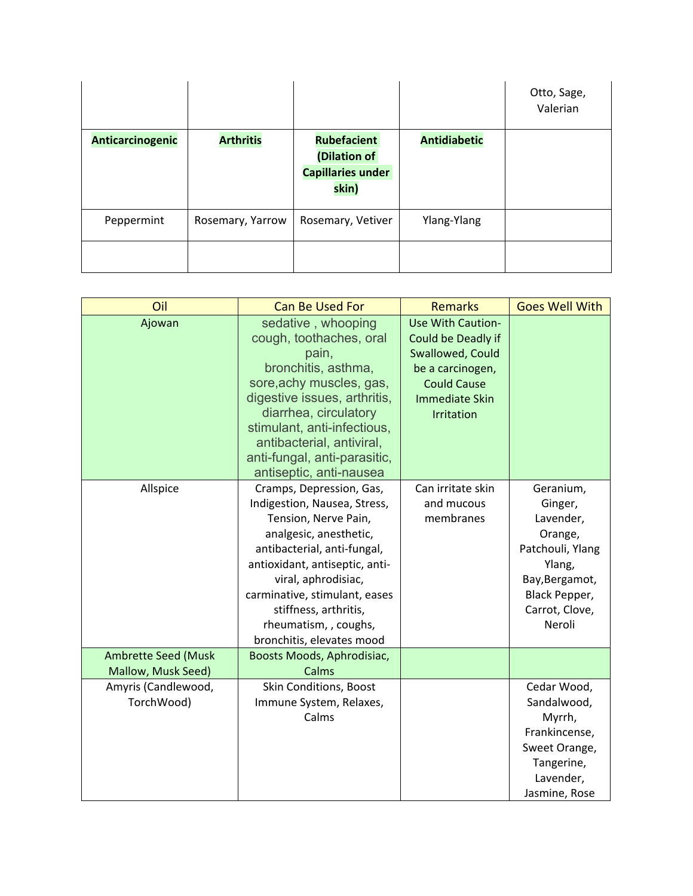| | | | | |
|---|---|---|---|---|
| | | | | Otto, Sage, Valerian |
| **Anticarcinogenic** | **Arthritis** | **Rubefacient (Dilation of Capillaries under skin)** | **Antidiabetic** | |
| Peppermint | Rosemary, Yarrow | Rosemary, Vetiver | Ylang-Ylang | |
| | | | | |

| Oil | Can Be Used For | Remarks | Goes Well With |
|---|---|---|---|
| Ajowan | sedative , whooping cough, toothaches, oral pain, bronchitis, asthma, sore,achy muscles, gas, digestive issues, arthritis, diarrhea, circulatory stimulant, anti-infectious, antibacterial, antiviral, anti-fungal, anti-parasitic, antiseptic, anti-nausea | Use With Caution- Could be Deadly if Swallowed, Could be a carcinogen, Could Cause Immediate Skin Irritation | |
| Allspice | Cramps, Depression, Gas, Indigestion, Nausea, Stress, Tension, Nerve Pain, analgesic, anesthetic, antibacterial, anti-fungal, antioxidant, antiseptic, anti-viral, aphrodisiac, carminative, stimulant, eases stiffness, arthritis, rheumatism, , coughs, bronchitis, elevates mood | Can irritate skin and mucous membranes | Geranium, Ginger, Lavender, Orange, Patchouli, Ylang Ylang, Bay,Bergamot, Black Pepper, Carrot, Clove, Neroli |
| Ambrette Seed (Musk Mallow, Musk Seed) | Boosts Moods, Aphrodisiac, Calms | | |
| Amyris (Candlewood, TorchWood) | Skin Conditions, Boost Immune System, Relaxes, Calms | | Cedar Wood, Sandalwood, Myrrh, Frankincense, Sweet Orange, Tangerine, Lavender, Jasmine, Rose |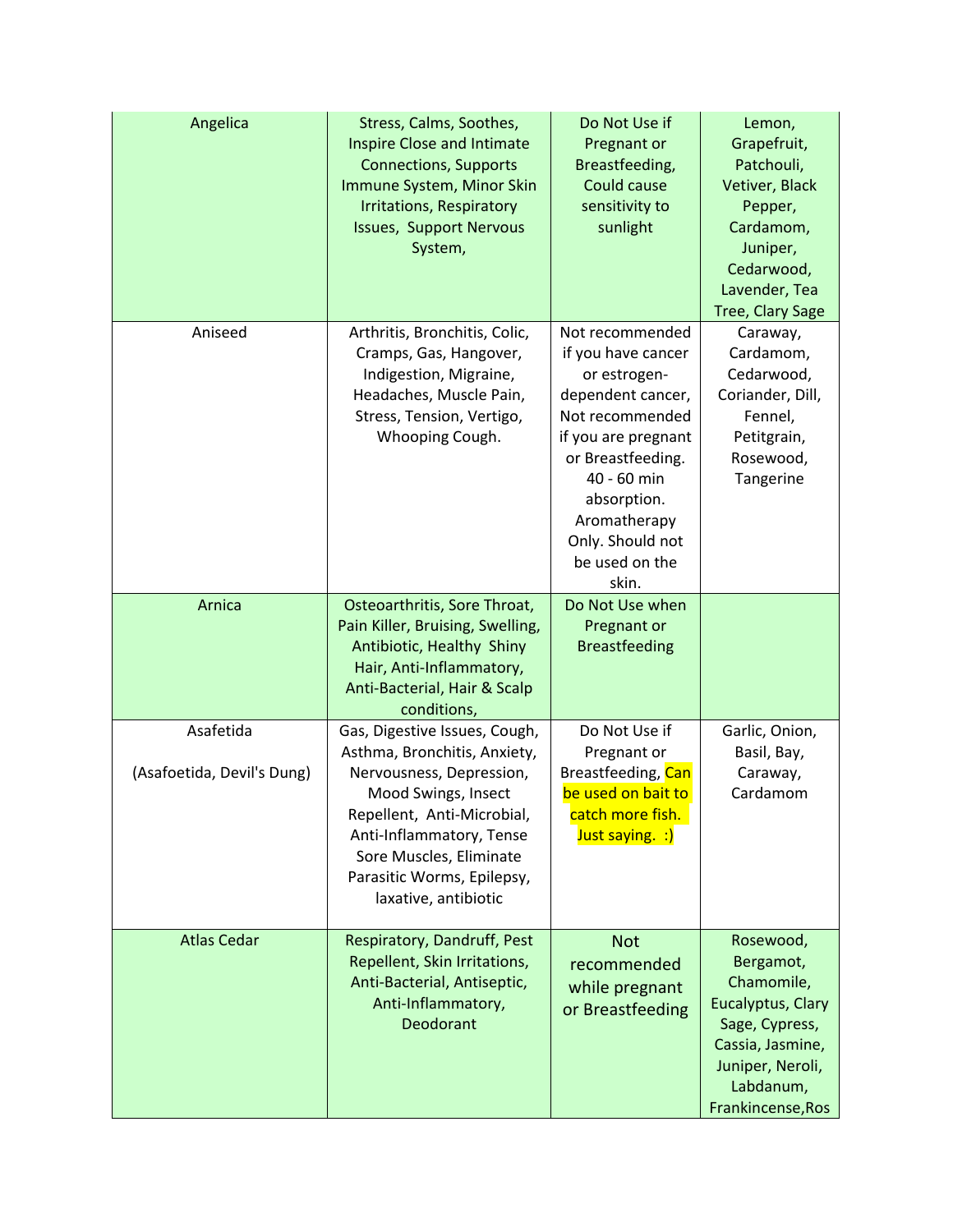| Angelica | Stress, Calms, Soothes, Inspire Close and Intimate Connections, Supports Immune System, Minor Skin Irritations, Respiratory Issues, Support Nervous System, | Do Not Use if Pregnant or Breastfeeding, Could cause sensitivity to sunlight | Lemon, Grapefruit, Patchouli, Vetiver, Black Pepper, Cardamom, Juniper, Cedarwood, Lavender, Tea Tree, Clary Sage |
|---|---|---|---|
| Aniseed | Arthritis, Bronchitis, Colic, Cramps, Gas, Hangover, Indigestion, Migraine, Headaches, Muscle Pain, Stress, Tension, Vertigo, Whooping Cough. | Not recommended if you have cancer or estrogen-dependent cancer, Not recommended if you are pregnant or Breastfeeding. 40 - 60 min absorption. Aromatherapy Only. Should not be used on the skin. | Caraway, Cardamom, Cedarwood, Coriander, Dill, Fennel, Petitgrain, Rosewood, Tangerine |
| Arnica | Osteoarthritis, Sore Throat, Pain Killer, Bruising, Swelling, Antibiotic, Healthy Shiny Hair, Anti-Inflammatory, Anti-Bacterial, Hair & Scalp conditions, | Do Not Use when Pregnant or Breastfeeding | |
| Asafetida<br><br>(Asafoetida, Devil's Dung) | Gas, Digestive Issues, Cough, Asthma, Bronchitis, Anxiety, Nervousness, Depression, Mood Swings, Insect Repellent, Anti-Microbial, Anti-Inflammatory, Tense Sore Muscles, Eliminate Parasitic Worms, Epilepsy, laxative, antibiotic | Do Not Use if Pregnant or Breastfeeding, Can be used on bait to catch more fish. Just saying. :) | Garlic, Onion, Basil, Bay, Caraway, Cardamom |
| Atlas Cedar | Respiratory, Dandruff, Pest Repellent, Skin Irritations, Anti-Bacterial, Antiseptic, Anti-Inflammatory, Deodorant | Not recommended while pregnant or Breastfeeding | Rosewood, Bergamot, Chamomile, Eucalyptus, Clary Sage, Cypress, Cassia, Jasmine, Juniper, Neroli, Labdanum, Frankincense,Ros |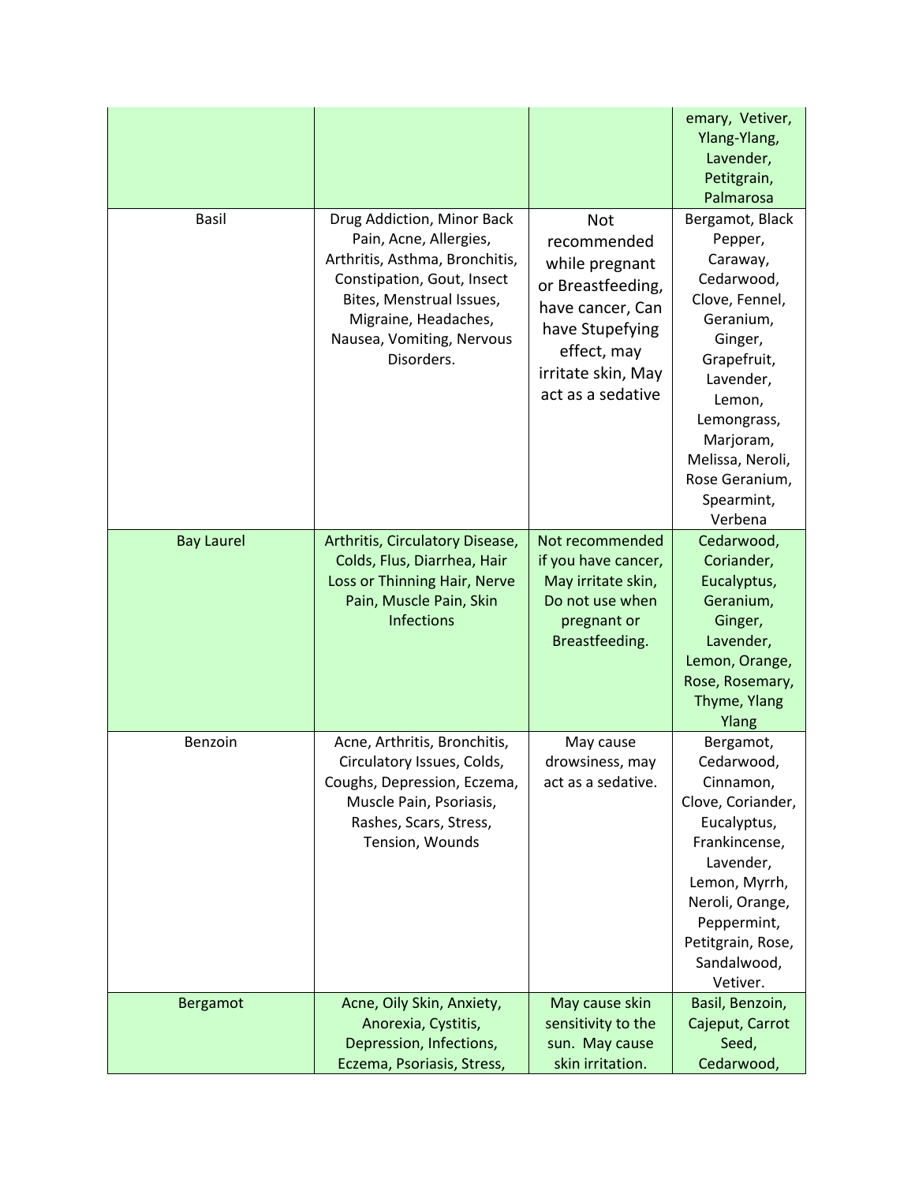| | | | |
|---|---|---|---|
| | | | emary, Vetiver, Ylang-Ylang, Lavender, Petitgrain, Palmarosa |
| Basil | Drug Addiction, Minor Back Pain, Acne, Allergies, Arthritis, Asthma, Bronchitis, Constipation, Gout, Insect Bites, Menstrual Issues, Migraine, Headaches, Nausea, Vomiting, Nervous Disorders. | Not recommended while pregnant or Breastfeeding, have cancer, Can have Stupefying effect, may irritate skin, May act as a sedative | Bergamot, Black Pepper, Caraway, Cedarwood, Clove, Fennel, Geranium, Ginger, Grapefruit, Lavender, Lemon, Lemongrass, Marjoram, Melissa, Neroli, Rose Geranium, Spearmint, Verbena |
| Bay Laurel | Arthritis, Circulatory Disease, Colds, Flus, Diarrhea, Hair Loss or Thinning Hair, Nerve Pain, Muscle Pain, Skin Infections | Not recommended if you have cancer, May irritate skin, Do not use when pregnant or Breastfeeding. | Cedarwood, Coriander, Eucalyptus, Geranium, Ginger, Lavender, Lemon, Orange, Rose, Rosemary, Thyme, Ylang Ylang |
| Benzoin | Acne, Arthritis, Bronchitis, Circulatory Issues, Colds, Coughs, Depression, Eczema, Muscle Pain, Psoriasis, Rashes, Scars, Stress, Tension, Wounds | May cause drowsiness, may act as a sedative. | Bergamot, Cedarwood, Cinnamon, Clove, Coriander, Eucalyptus, Frankincense, Lavender, Lemon, Myrrh, Neroli, Orange, Peppermint, Petitgrain, Rose, Sandalwood, Vetiver. |
| Bergamot | Acne, Oily Skin, Anxiety, Anorexia, Cystitis, Depression, Infections, Eczema, Psoriasis, Stress, | May cause skin sensitivity to the sun. May cause skin irritation. | Basil, Benzoin, Cajeput, Carrot Seed, Cedarwood, |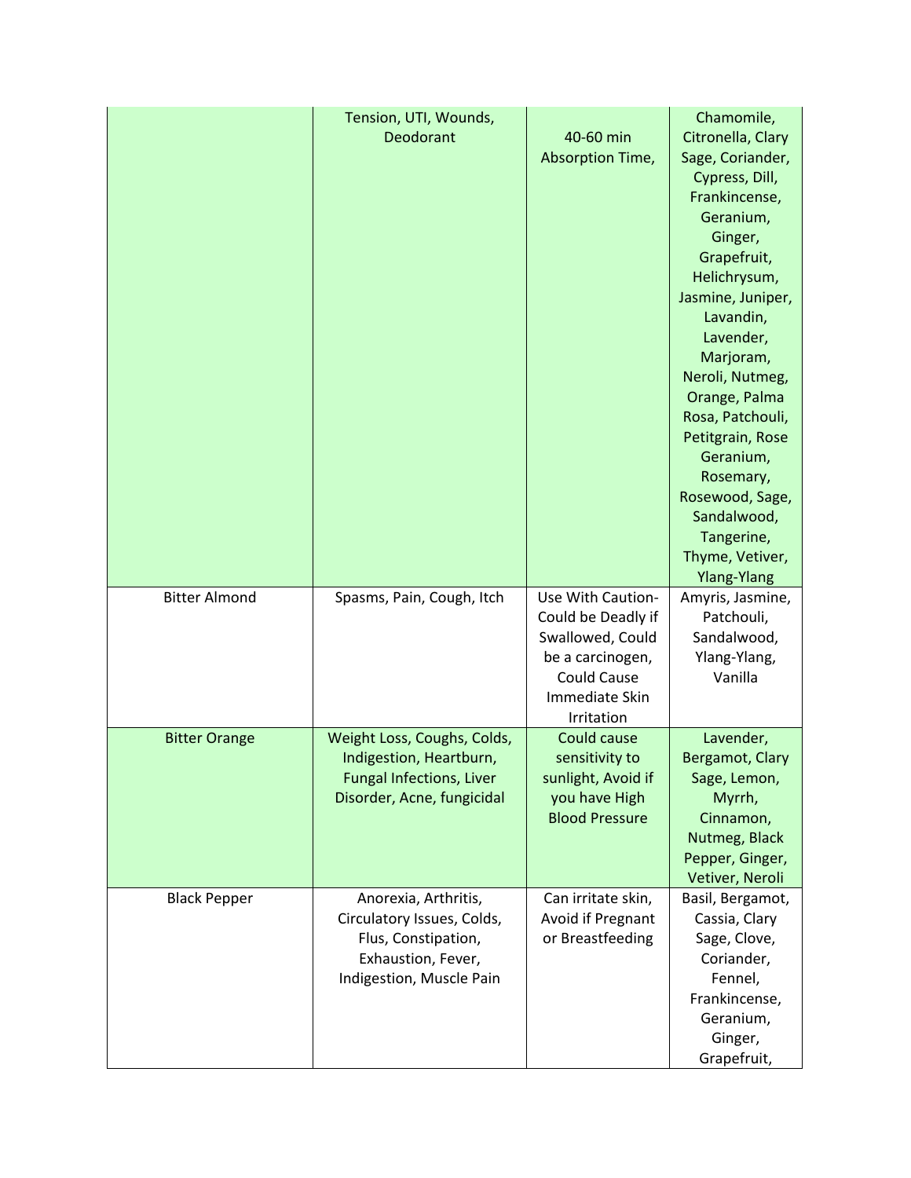| | | | |
|---|---|---|---|
| | Tension, UTI, Wounds, Deodorant | 40-60 min Absorption Time, | Chamomile, Citronella, Clary Sage, Coriander, Cypress, Dill, Frankincense, Geranium, Ginger, Grapefruit, Helichrysum, Jasmine, Juniper, Lavandin, Lavender, Marjoram, Neroli, Nutmeg, Orange, Palma Rosa, Patchouli, Petitgrain, Rose Geranium, Rosemary, Rosewood, Sage, Sandalwood, Tangerine, Thyme, Vetiver, Ylang-Ylang |
| Bitter Almond | Spasms, Pain, Cough, Itch | Use With Caution- Could be Deadly if Swallowed, Could be a carcinogen, Could Cause Immediate Skin Irritation | Amyris, Jasmine, Patchouli, Sandalwood, Ylang-Ylang, Vanilla |
| Bitter Orange | Weight Loss, Coughs, Colds, Indigestion, Heartburn, Fungal Infections, Liver Disorder, Acne, fungicidal | Could cause sensitivity to sunlight, Avoid if you have High Blood Pressure | Lavender, Bergamot, Clary Sage, Lemon, Myrrh, Cinnamon, Nutmeg, Black Pepper, Ginger, Vetiver, Neroli |
| Black Pepper | Anorexia, Arthritis, Circulatory Issues, Colds, Flus, Constipation, Exhaustion, Fever, Indigestion, Muscle Pain | Can irritate skin, Avoid if Pregnant or Breastfeeding | Basil, Bergamot, Cassia, Clary Sage, Clove, Coriander, Fennel, Frankincense, Geranium, Ginger, Grapefruit, |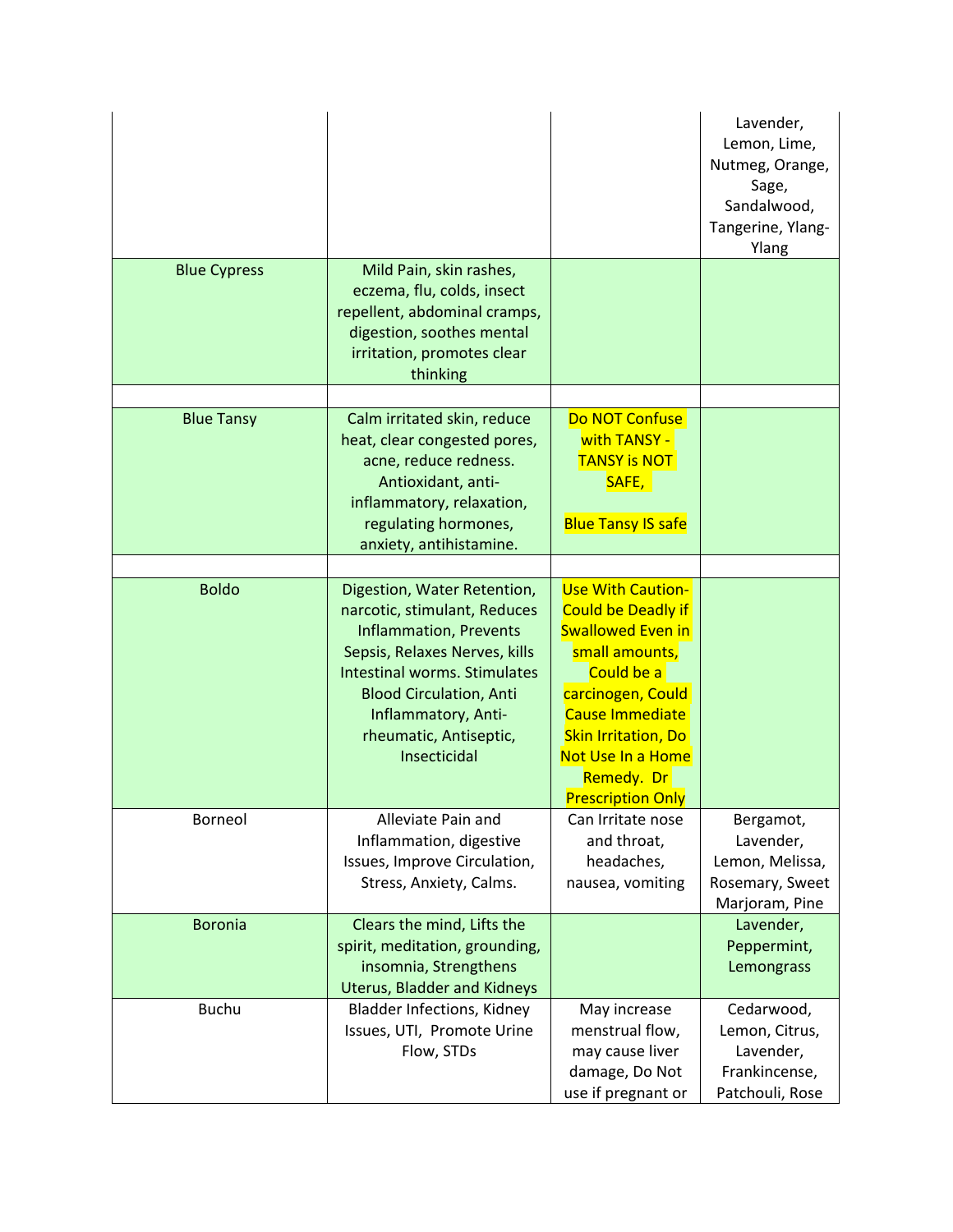| | | | |
|---|---|---|---|
| | | | Lavender, Lemon, Lime, Nutmeg, Orange, Sage, Sandalwood, Tangerine, Ylang-Ylang |
| Blue Cypress | Mild Pain, skin rashes, eczema, flu, colds, insect repellent, abdominal cramps, digestion, soothes mental irritation, promotes clear thinking | | |
| | | | |
| Blue Tansy | Calm irritated skin, reduce heat, clear congested pores, acne, reduce redness. Antioxidant, anti-inflammatory, relaxation, regulating hormones, anxiety, antihistamine. | Do NOT Confuse with TANSY - TANSY is NOT SAFE, Blue Tansy IS safe | |
| | | | |
| Boldo | Digestion, Water Retention, narcotic, stimulant, Reduces Inflammation, Prevents Sepsis, Relaxes Nerves, kills Intestinal worms. Stimulates Blood Circulation, Anti Inflammatory, Anti-rheumatic, Antiseptic, Insecticidal | Use With Caution- Could be Deadly if Swallowed Even in small amounts, Could be a carcinogen, Could Cause Immediate Skin Irritation, Do Not Use In a Home Remedy. Dr Prescription Only | |
| Borneol | Alleviate Pain and Inflammation, digestive Issues, Improve Circulation, Stress, Anxiety, Calms. | Can Irritate nose and throat, headaches, nausea, vomiting | Bergamot, Lavender, Lemon, Melissa, Rosemary, Sweet Marjoram, Pine |
| Boronia | Clears the mind, Lifts the spirit, meditation, grounding, insomnia, Strengthens Uterus, Bladder and Kidneys | | Lavender, Peppermint, Lemongrass |
| Buchu | Bladder Infections, Kidney Issues, UTI, Promote Urine Flow, STDs | May increase menstrual flow, may cause liver damage, Do Not use if pregnant or | Cedarwood, Lemon, Citrus, Lavender, Frankincense, Patchouli, Rose |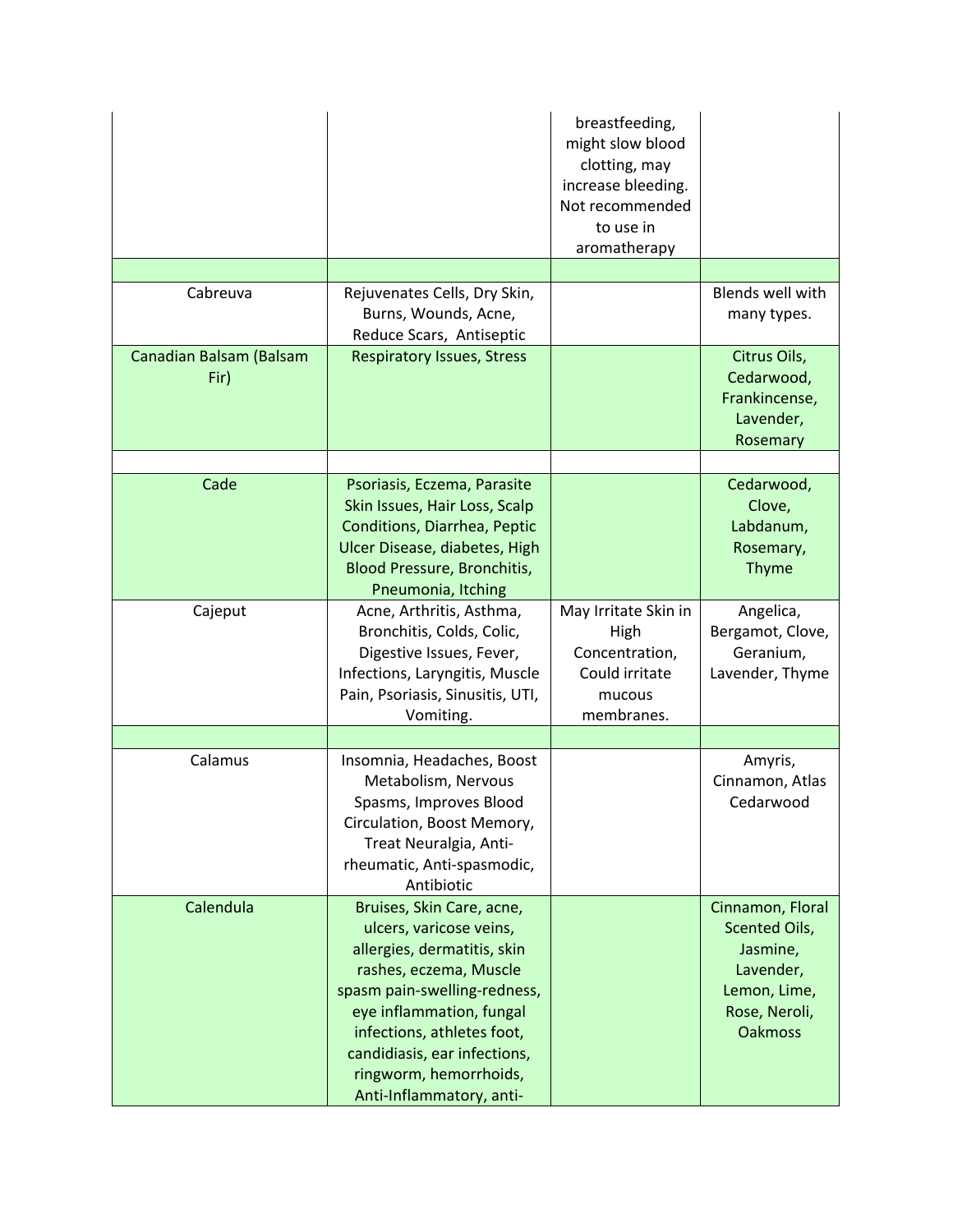| | | | |
|---|---|---|---|
| | | breastfeeding, might slow blood clotting, may increase bleeding. Not recommended to use in aromatherapy | |
| | | | |
| Cabreuva | Rejuvenates Cells, Dry Skin, Burns, Wounds, Acne, Reduce Scars, Antiseptic | | Blends well with many types. |
| Canadian Balsam (Balsam Fir) | Respiratory Issues, Stress | | Citrus Oils, Cedarwood, Frankincense, Lavender, Rosemary |
| | | | |
| Cade | Psoriasis, Eczema, Parasite Skin Issues, Hair Loss, Scalp Conditions, Diarrhea, Peptic Ulcer Disease, diabetes, High Blood Pressure, Bronchitis, Pneumonia, Itching | | Cedarwood, Clove, Labdanum, Rosemary, Thyme |
| Cajeput | Acne, Arthritis, Asthma, Bronchitis, Colds, Colic, Digestive Issues, Fever, Infections, Laryngitis, Muscle Pain, Psoriasis, Sinusitis, UTI, Vomiting. | May Irritate Skin in High Concentration, Could irritate mucous membranes. | Angelica, Bergamot, Clove, Geranium, Lavender, Thyme |
| | | | |
| Calamus | Insomnia, Headaches, Boost Metabolism, Nervous Spasms, Improves Blood Circulation, Boost Memory, Treat Neuralgia, Anti-rheumatic, Anti-spasmodic, Antibiotic | | Amyris, Cinnamon, Atlas Cedarwood |
| Calendula | Bruises, Skin Care, acne, ulcers, varicose veins, allergies, dermatitis, skin rashes, eczema, Muscle spasm pain-swelling-redness, eye inflammation, fungal infections, athletes foot, candidiasis, ear infections, ringworm, hemorrhoids, Anti-Inflammatory, anti- | | Cinnamon, Floral Scented Oils, Jasmine, Lavender, Lemon, Lime, Rose, Neroli, Oakmoss |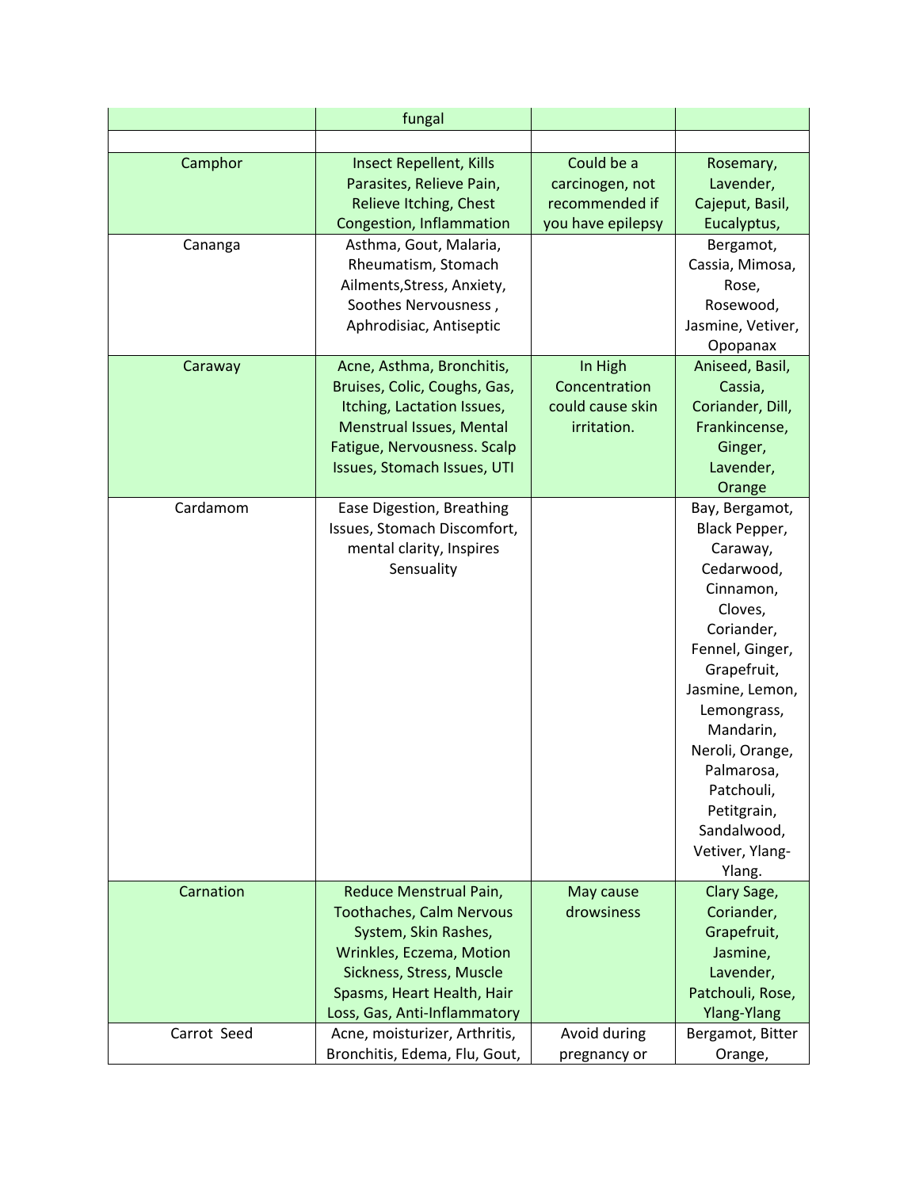| | | | |
|---|---|---|---|
| | fungal | | |
| | | | |
| Camphor | Insect Repellent, Kills Parasites, Relieve Pain, Relieve Itching, Chest Congestion, Inflammation | Could be a carcinogen, not recommended if you have epilepsy | Rosemary, Lavender, Cajeput, Basil, Eucalyptus, |
| Cananga | Asthma, Gout, Malaria, Rheumatism, Stomach Ailments,Stress, Anxiety, Soothes Nervousness , Aphrodisiac, Antiseptic | | Bergamot, Cassia, Mimosa, Rose, Rosewood, Jasmine, Vetiver, Opopanax |
| Caraway | Acne, Asthma, Bronchitis, Bruises, Colic, Coughs, Gas, Itching, Lactation Issues, Menstrual Issues, Mental Fatigue, Nervousness. Scalp Issues, Stomach Issues, UTI | In High Concentration could cause skin irritation. | Aniseed, Basil, Cassia, Coriander, Dill, Frankincense, Ginger, Lavender, Orange |
| Cardamom | Ease Digestion, Breathing Issues, Stomach Discomfort, mental clarity, Inspires Sensuality | | Bay, Bergamot, Black Pepper, Caraway, Cedarwood, Cinnamon, Cloves, Coriander, Fennel, Ginger, Grapefruit, Jasmine, Lemon, Lemongrass, Mandarin, Neroli, Orange, Palmarosa, Patchouli, Petitgrain, Sandalwood, Vetiver, Ylang-Ylang. |
| Carnation | Reduce Menstrual Pain, Toothaches, Calm Nervous System, Skin Rashes, Wrinkles, Eczema, Motion Sickness, Stress, Muscle Spasms, Heart Health, Hair Loss, Gas, Anti-Inflammatory | May cause drowsiness | Clary Sage, Coriander, Grapefruit, Jasmine, Lavender, Patchouli, Rose, Ylang-Ylang |
| Carrot Seed | Acne, moisturizer, Arthritis, Bronchitis, Edema, Flu, Gout, | Avoid during pregnancy or | Bergamot, Bitter Orange, |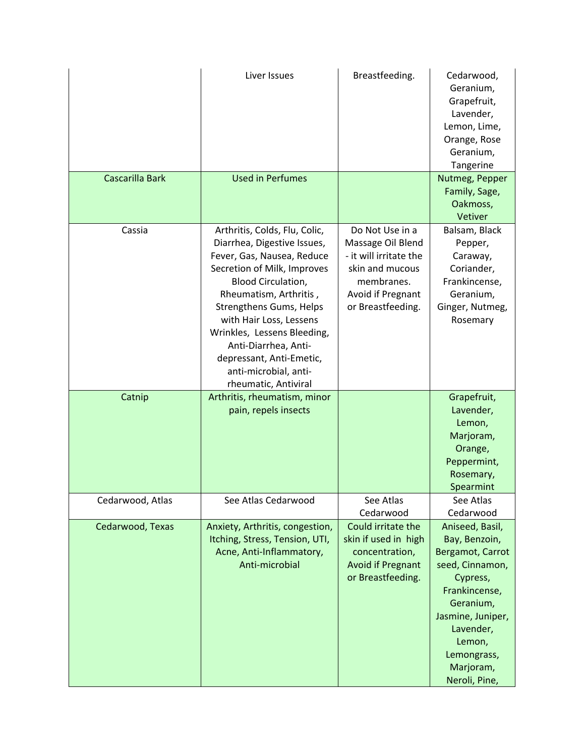| | | | |
|---|---|---|---|
| | Liver Issues | Breastfeeding. | Cedarwood, Geranium, Grapefruit, Lavender, Lemon, Lime, Orange, Rose Geranium, Tangerine |
| Cascarilla Bark | Used in Perfumes | | Nutmeg, Pepper Family, Sage, Oakmoss, Vetiver |
| Cassia | Arthritis, Colds, Flu, Colic, Diarrhea, Digestive Issues, Fever, Gas, Nausea, Reduce Secretion of Milk, Improves Blood Circulation, Rheumatism, Arthritis , Strengthens Gums, Helps with Hair Loss, Lessens Wrinkles, Lessens Bleeding, Anti-Diarrhea, Anti-depressant, Anti-Emetic, anti-microbial, anti-rheumatic, Antiviral | Do Not Use in a Massage Oil Blend - it will irritate the skin and mucous membranes. Avoid if Pregnant or Breastfeeding. | Balsam, Black Pepper, Caraway, Coriander, Frankincense, Geranium, Ginger, Nutmeg, Rosemary |
| Catnip | Arthritis, rheumatism, minor pain, repels insects | | Grapefruit, Lavender, Lemon, Marjoram, Orange, Peppermint, Rosemary, Spearmint |
| Cedarwood, Atlas | See Atlas Cedarwood | See Atlas Cedarwood | See Atlas Cedarwood |
| Cedarwood, Texas | Anxiety, Arthritis, congestion, Itching, Stress, Tension, UTI, Acne, Anti-Inflammatory, Anti-microbial | Could irritate the skin if used in high concentration, Avoid if Pregnant or Breastfeeding. | Aniseed, Basil, Bay, Benzoin, Bergamot, Carrot seed, Cinnamon, Cypress, Frankincense, Geranium, Jasmine, Juniper, Lavender, Lemon, Lemongrass, Marjoram, Neroli, Pine, |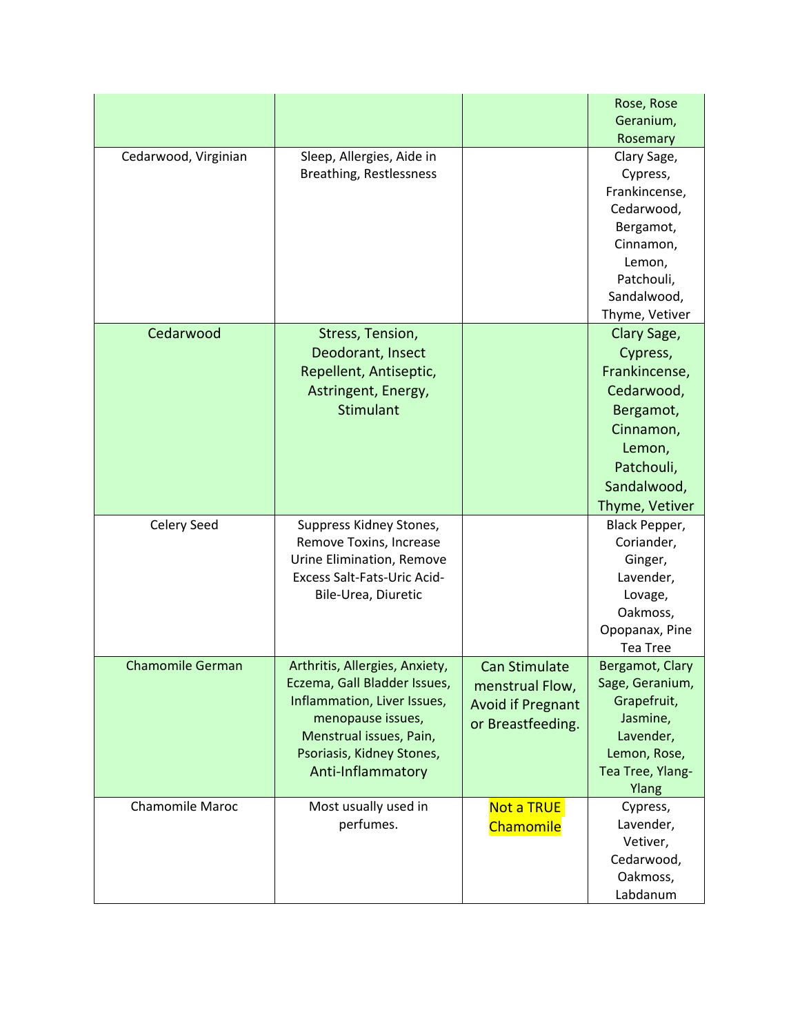| | | | |
|---|---|---|---|
| | | | Rose, Rose Geranium, Rosemary |
| Cedarwood, Virginian | Sleep, Allergies, Aide in Breathing, Restlessness | | Clary Sage, Cypress, Frankincense, Cedarwood, Bergamot, Cinnamon, Lemon, Patchouli, Sandalwood, Thyme, Vetiver |
| Cedarwood | Stress, Tension, Deodorant, Insect Repellent, Antiseptic, Astringent, Energy, Stimulant | | Clary Sage, Cypress, Frankincense, Cedarwood, Bergamot, Cinnamon, Lemon, Patchouli, Sandalwood, Thyme, Vetiver |
| Celery Seed | Suppress Kidney Stones, Remove Toxins, Increase Urine Elimination, Remove Excess Salt-Fats-Uric Acid-Bile-Urea, Diuretic | | Black Pepper, Coriander, Ginger, Lavender, Lovage, Oakmoss, Opopanax, Pine Tea Tree |
| Chamomile German | Arthritis, Allergies, Anxiety, Eczema, Gall Bladder Issues, Inflammation, Liver Issues, menopause issues, Menstrual issues, Pain, Psoriasis, Kidney Stones, Anti-Inflammatory | Can Stimulate menstrual Flow, Avoid if Pregnant or Breastfeeding. | Bergamot, Clary Sage, Geranium, Grapefruit, Jasmine, Lavender, Lemon, Rose, Tea Tree, Ylang-Ylang |
| Chamomile Maroc | Most usually used in perfumes. | Not a TRUE Chamomile | Cypress, Lavender, Vetiver, Cedarwood, Oakmoss, Labdanum |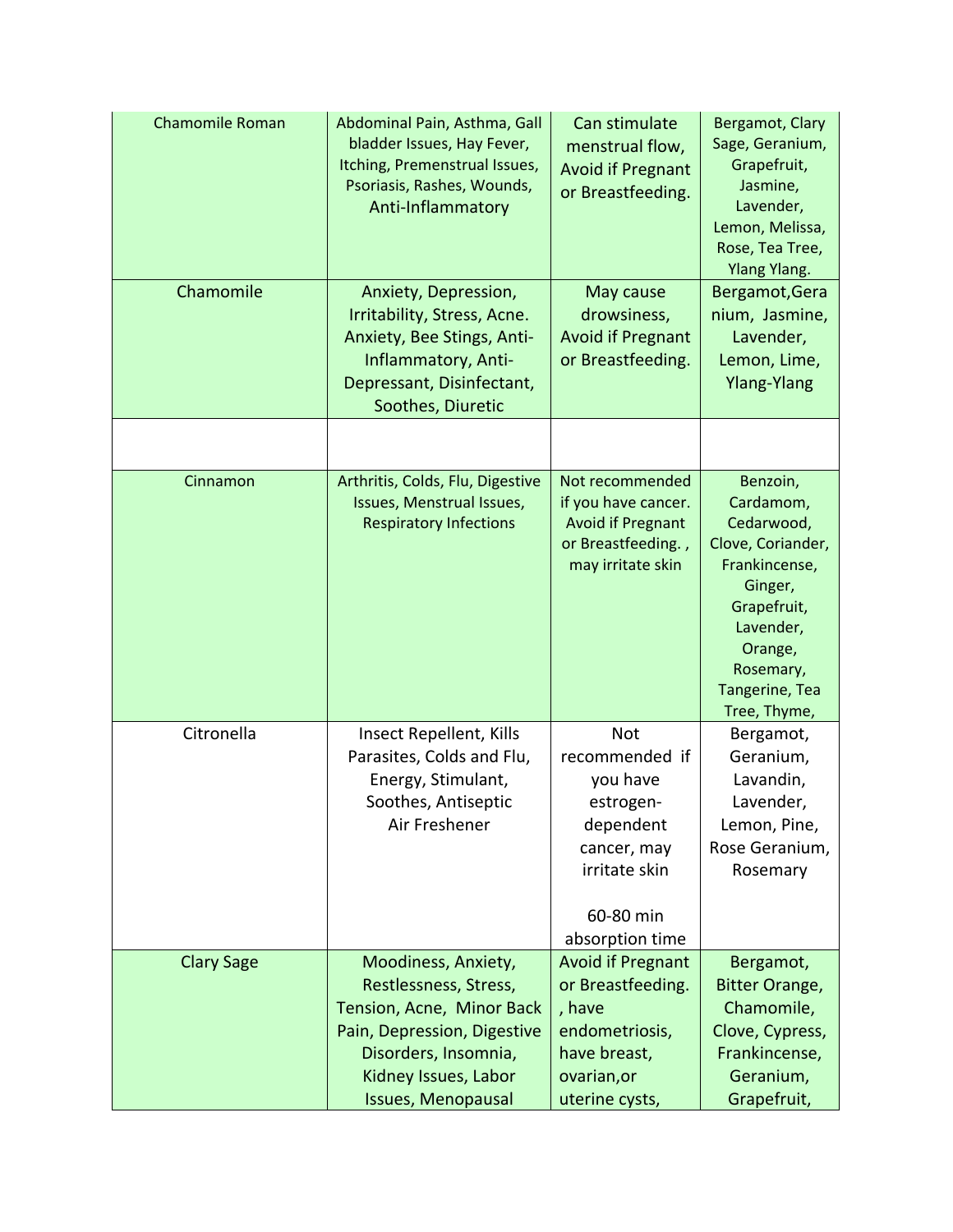| | | | |
|---|---|---|---|
| Chamomile Roman | Abdominal Pain, Asthma, Gall bladder Issues, Hay Fever, Itching, Premenstrual Issues, Psoriasis, Rashes, Wounds, Anti-Inflammatory | Can stimulate menstrual flow, Avoid if Pregnant or Breastfeeding. | Bergamot, Clary Sage, Geranium, Grapefruit, Jasmine, Lavender, Lemon, Melissa, Rose, Tea Tree, Ylang Ylang. |
| Chamomile | Anxiety, Depression, Irritability, Stress, Acne. Anxiety, Bee Stings, Anti-Inflammatory, Anti-Depressant, Disinfectant, Soothes, Diuretic | May cause drowsiness, Avoid if Pregnant or Breastfeeding. | Bergamot,Geranium, Jasmine, Lavender, Lemon, Lime, Ylang-Ylang |
| | | | |
| Cinnamon | Arthritis, Colds, Flu, Digestive Issues, Menstrual Issues, Respiratory Infections | Not recommended if you have cancer. Avoid if Pregnant or Breastfeeding. , may irritate skin | Benzoin, Cardamom, Cedarwood, Clove, Coriander, Frankincense, Ginger, Grapefruit, Lavender, Orange, Rosemary, Tangerine, Tea Tree, Thyme, |
| Citronella | Insect Repellent, Kills Parasites, Colds and Flu, Energy, Stimulant, Soothes, Antiseptic Air Freshener | Not recommended if you have estrogen-dependent cancer, may irritate skin<br><br>60-80 min absorption time | Bergamot, Geranium, Lavandin, Lavender, Lemon, Pine, Rose Geranium, Rosemary |
| Clary Sage | Moodiness, Anxiety, Restlessness, Stress, Tension, Acne, Minor Back Pain, Depression, Digestive Disorders, Insomnia, Kidney Issues, Labor Issues, Menopausal | Avoid if Pregnant or Breastfeeding. , have endometriosis, have breast, ovarian,or uterine cysts, | Bergamot, Bitter Orange, Chamomile, Clove, Cypress, Frankincense, Geranium, Grapefruit, |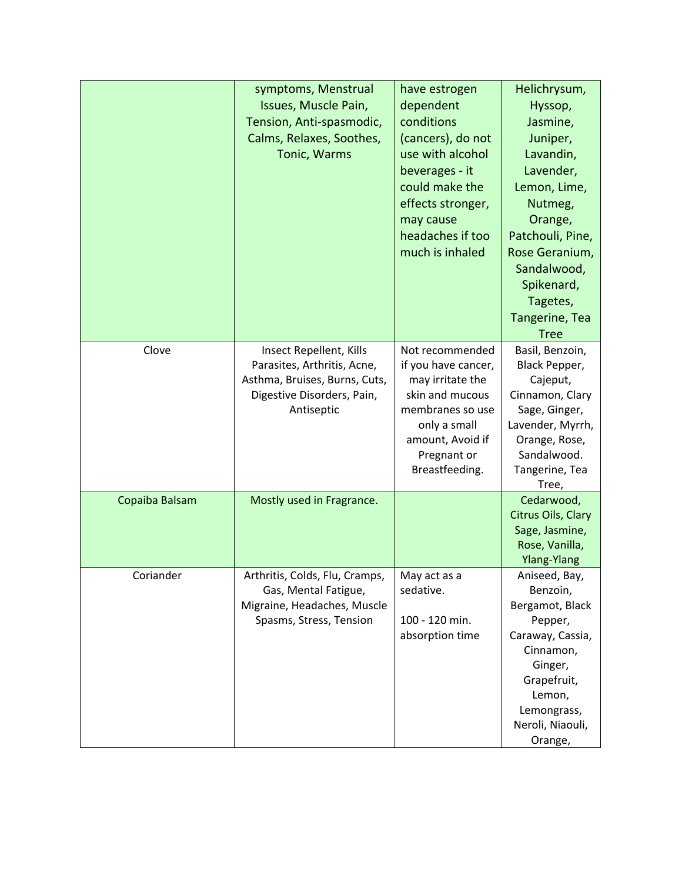| | | | |
|---|---|---|---|
| | symptoms, Menstrual Issues, Muscle Pain, Tension, Anti-spasmodic, Calms, Relaxes, Soothes, Tonic, Warms | have estrogen dependent conditions (cancers), do not use with alcohol beverages - it could make the effects stronger, may cause headaches if too much is inhaled | Helichrysum, Hyssop, Jasmine, Juniper, Lavandin, Lavender, Lemon, Lime, Nutmeg, Orange, Patchouli, Pine, Rose Geranium, Sandalwood, Spikenard, Tagetes, Tangerine, Tea Tree |
| Clove | Insect Repellent, Kills Parasites, Arthritis, Acne, Asthma, Bruises, Burns, Cuts, Digestive Disorders, Pain, Antiseptic | Not recommended if you have cancer, may irritate the skin and mucous membranes so use only a small amount, Avoid if Pregnant or Breastfeeding. | Basil, Benzoin, Black Pepper, Cajeput, Cinnamon, Clary Sage, Ginger, Lavender, Myrrh, Orange, Rose, Sandalwood. Tangerine, Tea Tree, |
| Copaiba Balsam | Mostly used in Fragrance. | | Cedarwood, Citrus Oils, Clary Sage, Jasmine, Rose, Vanilla, Ylang-Ylang |
| Coriander | Arthritis, Colds, Flu, Cramps, Gas, Mental Fatigue, Migraine, Headaches, Muscle Spasms, Stress, Tension | May act as a sedative.<br><br>100 - 120 min. absorption time | Aniseed, Bay, Benzoin, Bergamot, Black Pepper, Caraway, Cassia, Cinnamon, Ginger, Grapefruit, Lemon, Lemongrass, Neroli, Niaouli, Orange, |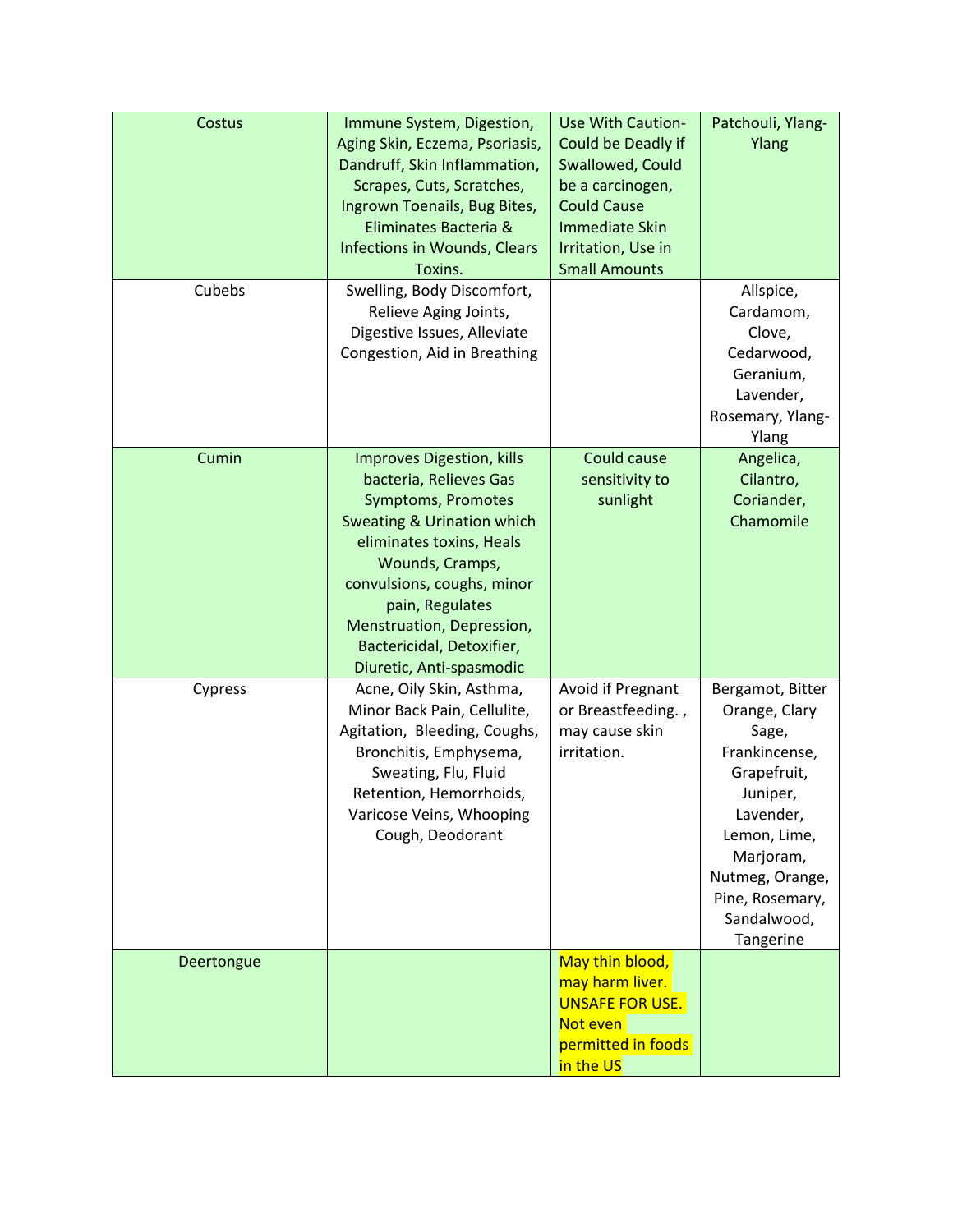| | | | |
|---|---|---|---|
| Costus | Immune System, Digestion, Aging Skin, Eczema, Psoriasis, Dandruff, Skin Inflammation, Scrapes, Cuts, Scratches, Ingrown Toenails, Bug Bites, Eliminates Bacteria & Infections in Wounds, Clears Toxins. | Use With Caution- Could be Deadly if Swallowed, Could be a carcinogen, Could Cause Immediate Skin Irritation, Use in Small Amounts | Patchouli, Ylang-Ylang |
| Cubebs | Swelling, Body Discomfort, Relieve Aging Joints, Digestive Issues, Alleviate Congestion, Aid in Breathing | | Allspice, Cardamom, Clove, Cedarwood, Geranium, Lavender, Rosemary, Ylang-Ylang |
| Cumin | Improves Digestion, kills bacteria, Relieves Gas Symptoms, Promotes Sweating & Urination which eliminates toxins, Heals Wounds, Cramps, convulsions, coughs, minor pain, Regulates Menstruation, Depression, Bactericidal, Detoxifier, Diuretic, Anti-spasmodic | Could cause sensitivity to sunlight | Angelica, Cilantro, Coriander, Chamomile |
| Cypress | Acne, Oily Skin, Asthma, Minor Back Pain, Cellulite, Agitation, Bleeding, Coughs, Bronchitis, Emphysema, Sweating, Flu, Fluid Retention, Hemorrhoids, Varicose Veins, Whooping Cough, Deodorant | Avoid if Pregnant or Breastfeeding. , may cause skin irritation. | Bergamot, Bitter Orange, Clary Sage, Frankincense, Grapefruit, Juniper, Lavender, Lemon, Lime, Marjoram, Nutmeg, Orange, Pine, Rosemary, Sandalwood, Tangerine |
| Deertongue | | May thin blood, may harm liver. UNSAFE FOR USE. Not even permitted in foods in the US | |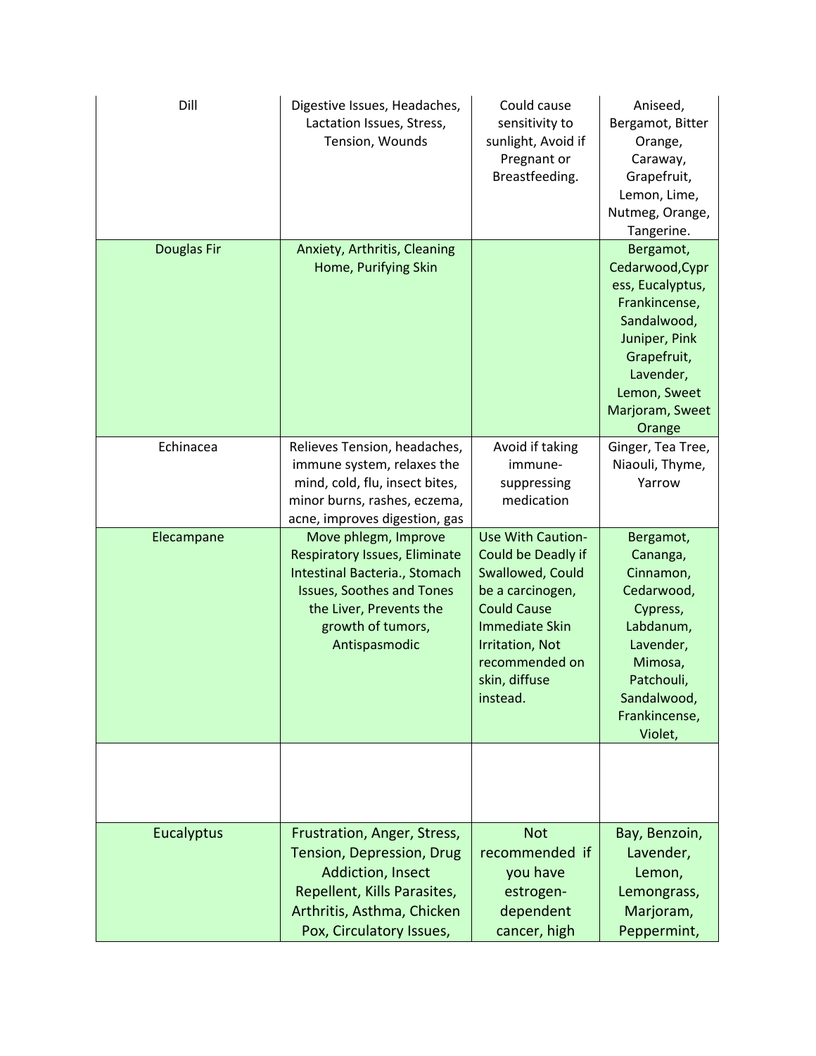| Dill | Digestive Issues, Headaches, Lactation Issues, Stress, Tension, Wounds | Could cause sensitivity to sunlight, Avoid if Pregnant or Breastfeeding. | Aniseed, Bergamot, Bitter Orange, Caraway, Grapefruit, Lemon, Lime, Nutmeg, Orange, Tangerine. |
|---|---|---|---|
| Douglas Fir | Anxiety, Arthritis, Cleaning Home, Purifying Skin | | Bergamot, Cedarwood,Cypress, Eucalyptus, Frankincense, Sandalwood, Juniper, Pink Grapefruit, Lavender, Lemon, Sweet Marjoram, Sweet Orange |
| Echinacea | Relieves Tension, headaches, immune system, relaxes the mind, cold, flu, insect bites, minor burns, rashes, eczema, acne, improves digestion, gas | Avoid if taking immune-suppressing medication | Ginger, Tea Tree, Niaouli, Thyme, Yarrow |
| Elecampane | Move phlegm, Improve Respiratory Issues, Eliminate Intestinal Bacteria., Stomach Issues, Soothes and Tones the Liver, Prevents the growth of tumors, Antispasmodic | Use With Caution-Could be Deadly if Swallowed, Could be a carcinogen, Could Cause Immediate Skin Irritation, Not recommended on skin, diffuse instead. | Bergamot, Cananga, Cinnamon, Cedarwood, Cypress, Labdanum, Lavender, Mimosa, Patchouli, Sandalwood, Frankincense, Violet, |
| | | | |
| Eucalyptus | Frustration, Anger, Stress, Tension, Depression, Drug Addiction, Insect Repellent, Kills Parasites, Arthritis, Asthma, Chicken Pox, Circulatory Issues, | Not recommended if you have estrogen-dependent cancer, high | Bay, Benzoin, Lavender, Lemon, Lemongrass, Marjoram, Peppermint, |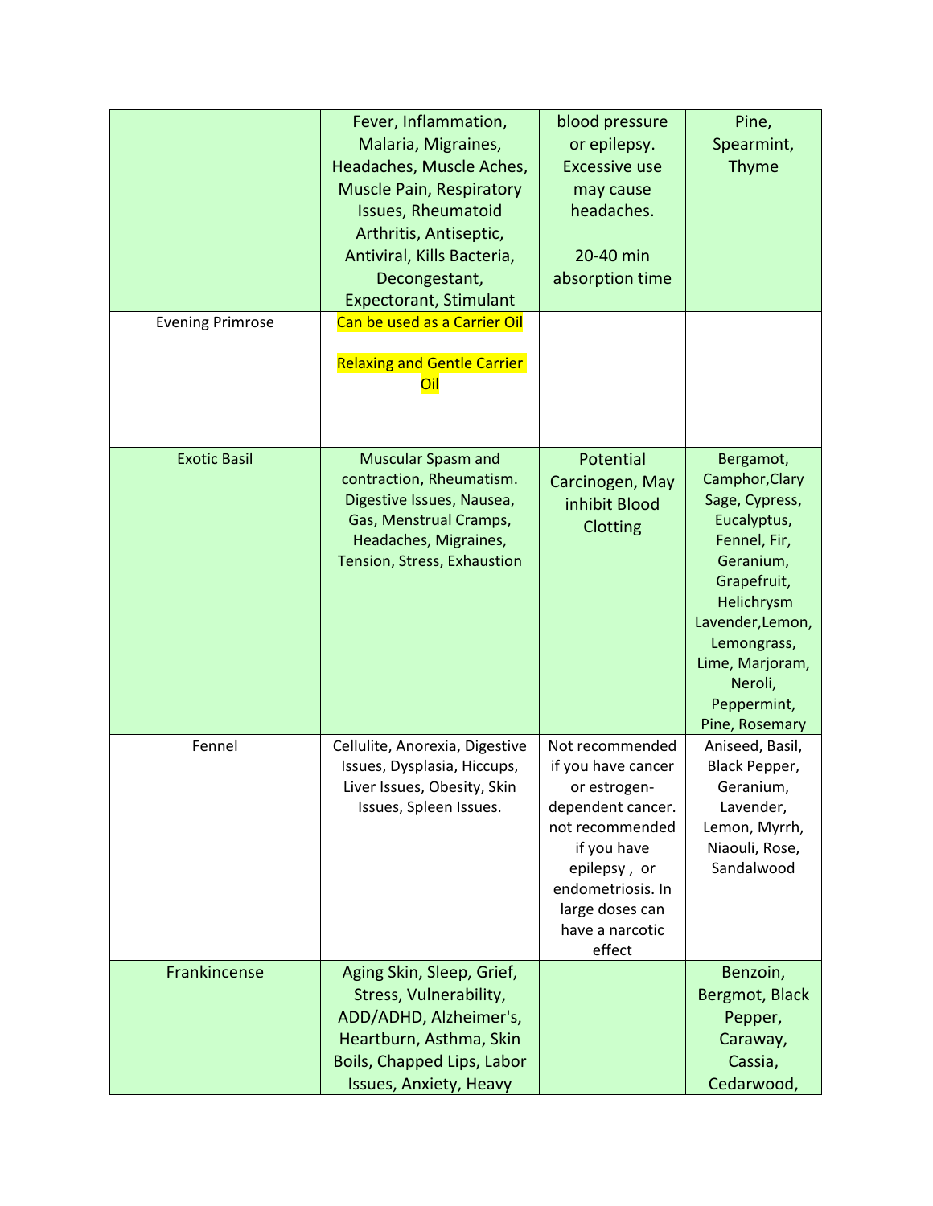| | | | |
|---|---|---|---|
| | Fever, Inflammation, Malaria, Migraines, Headaches, Muscle Aches, Muscle Pain, Respiratory Issues, Rheumatoid Arthritis, Antiseptic, Antiviral, Kills Bacteria, Decongestant, Expectorant, Stimulant | blood pressure or epilepsy. Excessive use may cause headaches.<br><br>20-40 min absorption time | Pine, Spearmint, Thyme |
| Evening Primrose | Can be used as a Carrier Oil<br><br>Relaxing and Gentle Carrier Oil | | |
| Exotic Basil | Muscular Spasm and contraction, Rheumatism. Digestive Issues, Nausea, Gas, Menstrual Cramps, Headaches, Migraines, Tension, Stress, Exhaustion | Potential Carcinogen, May inhibit Blood Clotting | Bergamot, Camphor,Clary Sage, Cypress, Eucalyptus, Fennel, Fir, Geranium, Grapefruit, Helichrysm Lavender,Lemon, Lemongrass, Lime, Marjoram, Neroli, Peppermint, Pine, Rosemary |
| Fennel | Cellulite, Anorexia, Digestive Issues, Dysplasia, Hiccups, Liver Issues, Obesity, Skin Issues, Spleen Issues. | Not recommended if you have cancer or estrogen-dependent cancer. not recommended if you have epilepsy , or endometriosis. In large doses can have a narcotic effect | Aniseed, Basil, Black Pepper, Geranium, Lavender, Lemon, Myrrh, Niaouli, Rose, Sandalwood |
| Frankincense | Aging Skin, Sleep, Grief, Stress, Vulnerability, ADD/ADHD, Alzheimer's, Heartburn, Asthma, Skin Boils, Chapped Lips, Labor Issues, Anxiety, Heavy | | Benzoin, Bergmot, Black Pepper, Caraway, Cassia, Cedarwood, |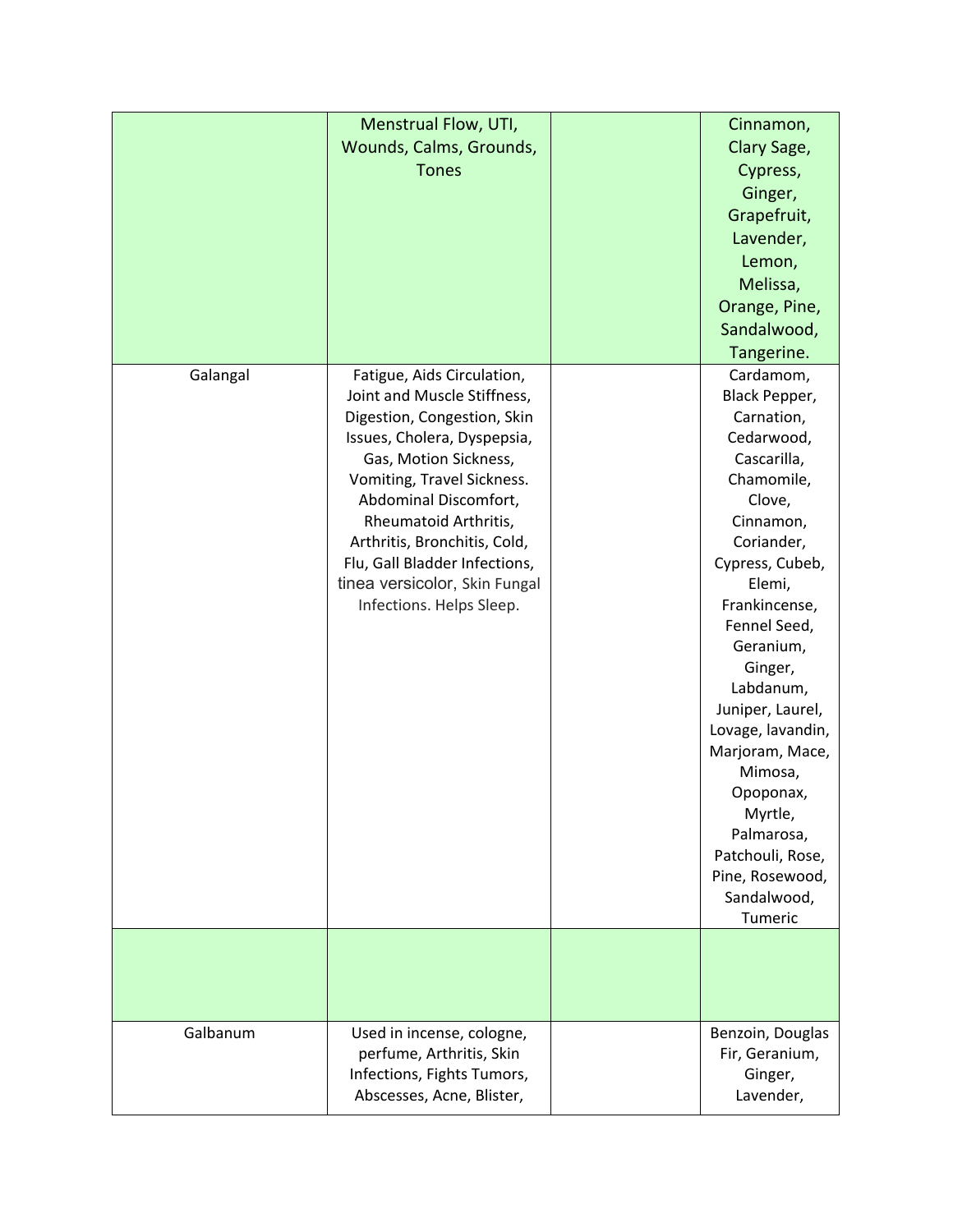| | | | |
|---|---|---|---|
| | Menstrual Flow, UTI, Wounds, Calms, Grounds, Tones | | Cinnamon, Clary Sage, Cypress, Ginger, Grapefruit, Lavender, Lemon, Melissa, Orange, Pine, Sandalwood, Tangerine. |
| Galangal | Fatigue, Aids Circulation, Joint and Muscle Stiffness, Digestion, Congestion, Skin Issues, Cholera, Dyspepsia, Gas, Motion Sickness, Vomiting, Travel Sickness. Abdominal Discomfort, Rheumatoid Arthritis, Arthritis, Bronchitis, Cold, Flu, Gall Bladder Infections, tinea versicolor, Skin Fungal Infections. Helps Sleep. | | Cardamom, Black Pepper, Carnation, Cedarwood, Cascarilla, Chamomile, Clove, Cinnamon, Coriander, Cypress, Cubeb, Elemi, Frankincense, Fennel Seed, Geranium, Ginger, Labdanum, Juniper, Laurel, Lovage, lavandin, Marjoram, Mace, Mimosa, Opoponax, Myrtle, Palmarosa, Patchouli, Rose, Pine, Rosewood, Sandalwood, Tumeric |
| | | | |
| Galbanum | Used in incense, cologne, perfume, Arthritis, Skin Infections, Fights Tumors, Abscesses, Acne, Blister, | | Benzoin, Douglas Fir, Geranium, Ginger, Lavender, |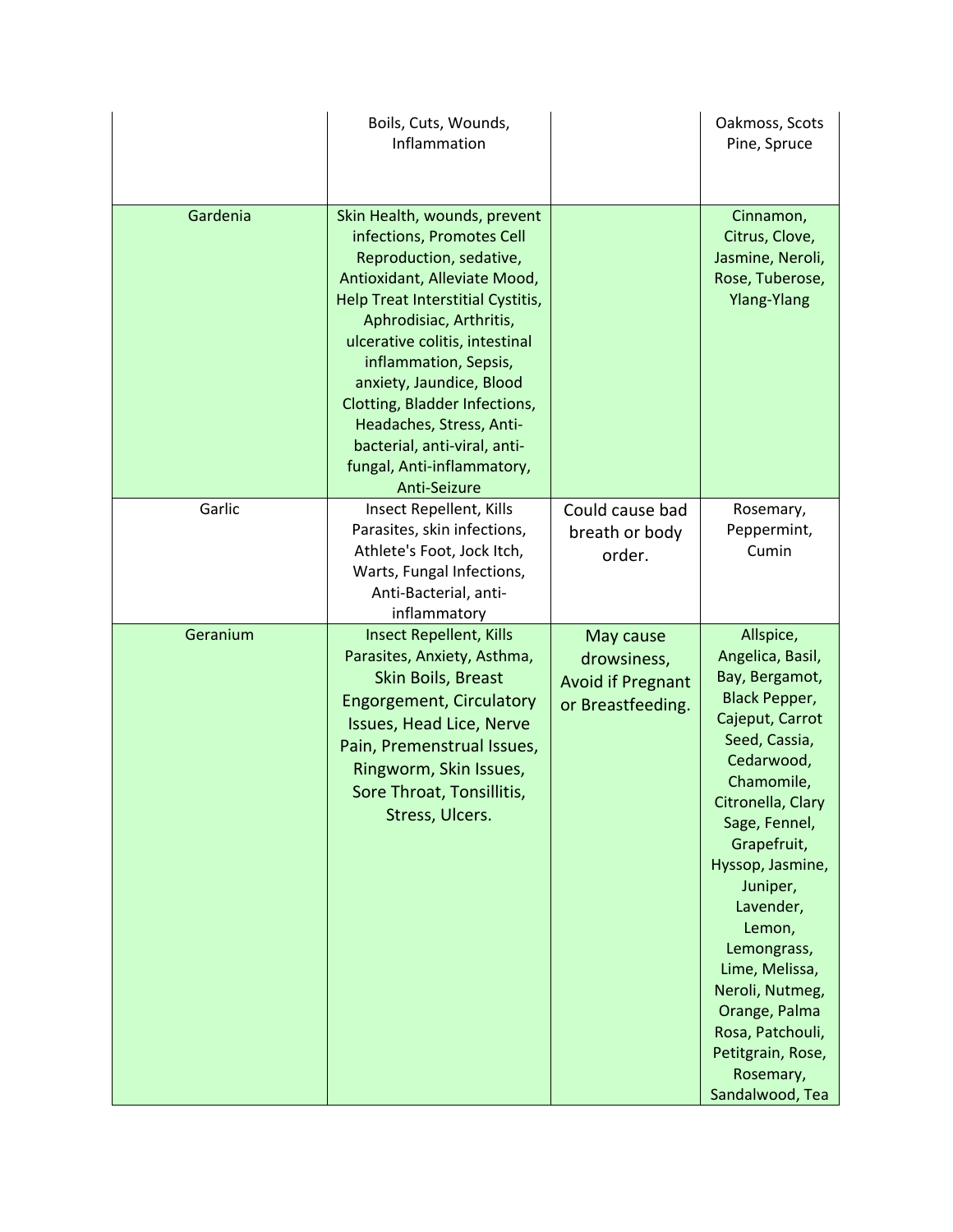|  |  |  |  |
|---|---|---|---|
|  | Boils, Cuts, Wounds, Inflammation |  | Oakmoss, Scots Pine, Spruce |
| Gardenia | Skin Health, wounds, prevent infections, Promotes Cell Reproduction, sedative, Antioxidant, Alleviate Mood, Help Treat Interstitial Cystitis, Aphrodisiac, Arthritis, ulcerative colitis, intestinal inflammation, Sepsis, anxiety, Jaundice, Blood Clotting, Bladder Infections, Headaches, Stress, Anti-bacterial, anti-viral, anti-fungal, Anti-inflammatory, Anti-Seizure |  | Cinnamon, Citrus, Clove, Jasmine, Neroli, Rose, Tuberose, Ylang-Ylang |
| Garlic | Insect Repellent, Kills Parasites, skin infections, Athlete's Foot, Jock Itch, Warts, Fungal Infections, Anti-Bacterial, anti-inflammatory | Could cause bad breath or body order. | Rosemary, Peppermint, Cumin |
| Geranium | Insect Repellent, Kills Parasites, Anxiety, Asthma, Skin Boils, Breast Engorgement, Circulatory Issues, Head Lice, Nerve Pain, Premenstrual Issues, Ringworm, Skin Issues, Sore Throat, Tonsillitis, Stress, Ulcers. | May cause drowsiness, Avoid if Pregnant or Breastfeeding. | Allspice, Angelica, Basil, Bay, Bergamot, Black Pepper, Cajeput, Carrot Seed, Cassia, Cedarwood, Chamomile, Citronella, Clary Sage, Fennel, Grapefruit, Hyssop, Jasmine, Juniper, Lavender, Lemon, Lemongrass, Lime, Melissa, Neroli, Nutmeg, Orange, Palma Rosa, Patchouli, Petitgrain, Rose, Rosemary, Sandalwood, Tea |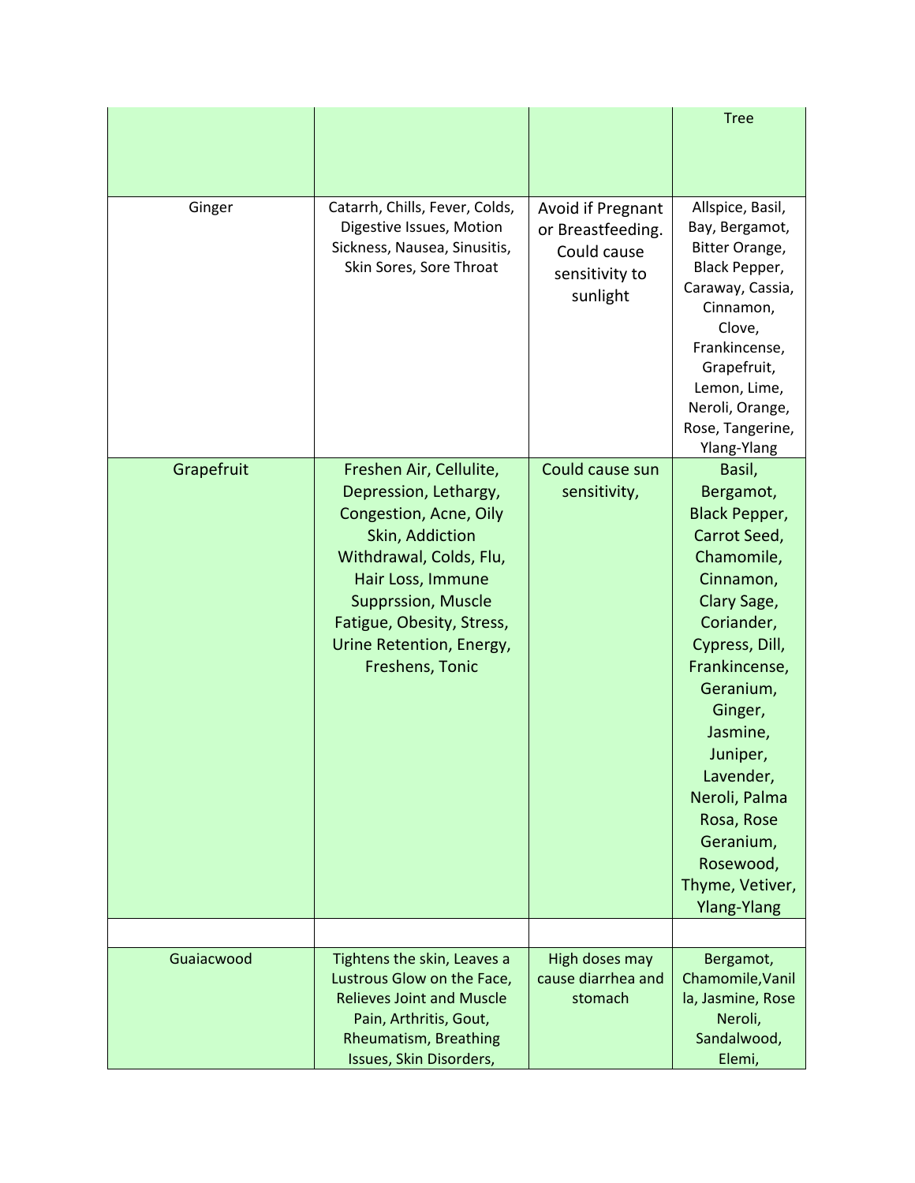| | | | |
|---|---|---|---|
| | | | Tree |
| Ginger | Catarrh, Chills, Fever, Colds, Digestive Issues, Motion Sickness, Nausea, Sinusitis, Skin Sores, Sore Throat | Avoid if Pregnant or Breastfeeding. Could cause sensitivity to sunlight | Allspice, Basil, Bay, Bergamot, Bitter Orange, Black Pepper, Caraway, Cassia, Cinnamon, Clove, Frankincense, Grapefruit, Lemon, Lime, Neroli, Orange, Rose, Tangerine, Ylang-Ylang |
| Grapefruit | Freshen Air, Cellulite, Depression, Lethargy, Congestion, Acne, Oily Skin, Addiction Withdrawal, Colds, Flu, Hair Loss, Immune Supprssion, Muscle Fatigue, Obesity, Stress, Urine Retention, Energy, Freshens, Tonic | Could cause sun sensitivity, | Basil, Bergamot, Black Pepper, Carrot Seed, Chamomile, Cinnamon, Clary Sage, Coriander, Cypress, Dill, Frankincense, Geranium, Ginger, Jasmine, Juniper, Lavender, Neroli, Palma Rosa, Rose Geranium, Rosewood, Thyme, Vetiver, Ylang-Ylang |
| | | | |
| Guaiacwood | Tightens the skin, Leaves a Lustrous Glow on the Face, Relieves Joint and Muscle Pain, Arthritis, Gout, Rheumatism, Breathing Issues, Skin Disorders, | High doses may cause diarrhea and stomach | Bergamot, Chamomile,Vanilla, Jasmine, Rose Neroli, Sandalwood, Elemi, |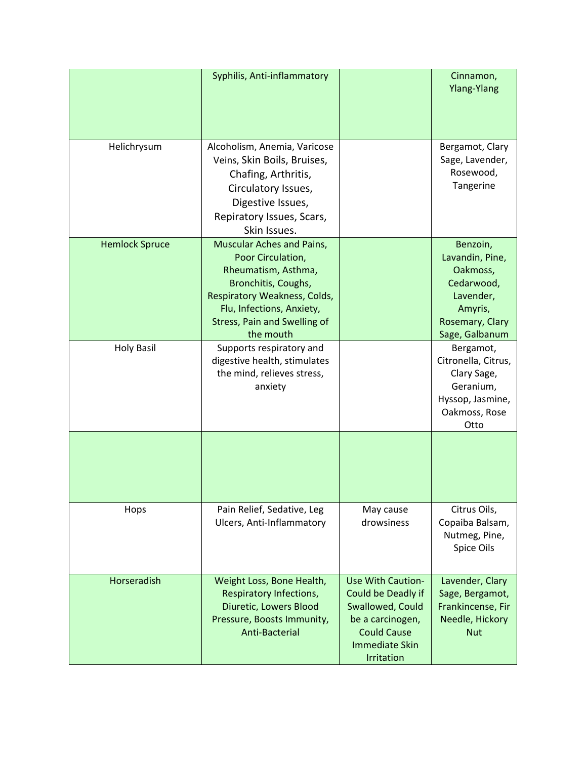| | | | |
|---|---|---|---|
| | Syphilis, Anti-inflammatory | | Cinnamon, Ylang-Ylang |
| Helichrysum | Alcoholism, Anemia, Varicose Veins, Skin Boils, Bruises, Chafing, Arthritis, Circulatory Issues, Digestive Issues, Repiratory Issues, Scars, Skin Issues. | | Bergamot, Clary Sage, Lavender, Rosewood, Tangerine |
| Hemlock Spruce | Muscular Aches and Pains, Poor Circulation, Rheumatism, Asthma, Bronchitis, Coughs, Respiratory Weakness, Colds, Flu, Infections, Anxiety, Stress, Pain and Swelling of the mouth | | Benzoin, Lavandin, Pine, Oakmoss, Cedarwood, Lavender, Amyris, Rosemary, Clary Sage, Galbanum |
| Holy Basil | Supports respiratory and digestive health, stimulates the mind, relieves stress, anxiety | | Bergamot, Citronella, Citrus, Clary Sage, Geranium, Hyssop, Jasmine, Oakmoss, Rose Otto |
| | | | |
| Hops | Pain Relief, Sedative, Leg Ulcers, Anti-Inflammatory | May cause drowsiness | Citrus Oils, Copaiba Balsam, Nutmeg, Pine, Spice Oils |
| Horseradish | Weight Loss, Bone Health, Respiratory Infections, Diuretic, Lowers Blood Pressure, Boosts Immunity, Anti-Bacterial | Use With Caution- Could be Deadly if Swallowed, Could be a carcinogen, Could Cause Immediate Skin Irritation | Lavender, Clary Sage, Bergamot, Frankincense, Fir Needle, Hickory Nut |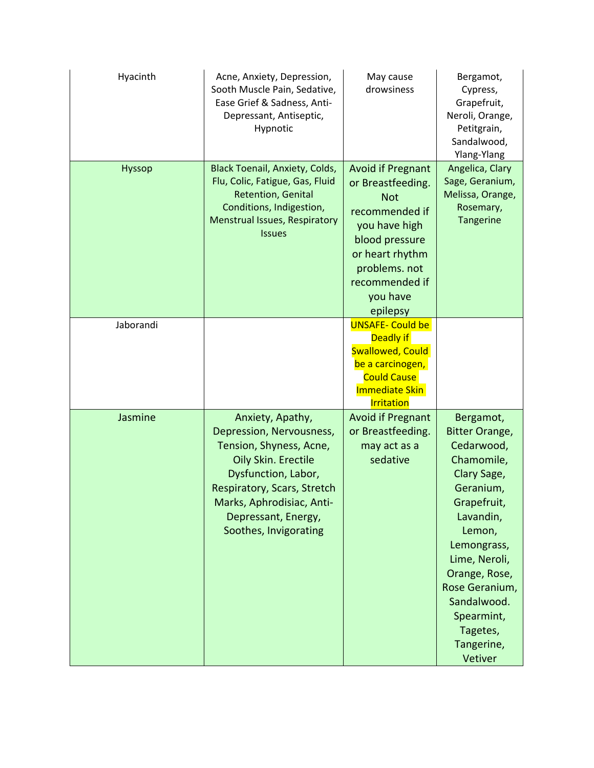| Hyacinth | Acne, Anxiety, Depression, Sooth Muscle Pain, Sedative, Ease Grief & Sadness, Anti-Depressant, Antiseptic, Hypnotic | May cause drowsiness | Bergamot, Cypress, Grapefruit, Neroli, Orange, Petitgrain, Sandalwood, Ylang-Ylang |
|---|---|---|---|
| Hyssop | Black Toenail, Anxiety, Colds, Flu, Colic, Fatigue, Gas, Fluid Retention, Genital Conditions, Indigestion, Menstrual Issues, Respiratory Issues | Avoid if Pregnant or Breastfeeding. Not recommended if you have high blood pressure or heart rhythm problems. not recommended if you have epilepsy | Angelica, Clary Sage, Geranium, Melissa, Orange, Rosemary, Tangerine |
| Jaborandi | | UNSAFE- Could be Deadly if Swallowed, Could be a carcinogen, Could Cause Immediate Skin Irritation | |
| Jasmine | Anxiety, Apathy, Depression, Nervousness, Tension, Shyness, Acne, Oily Skin. Erectile Dysfunction, Labor, Respiratory, Scars, Stretch Marks, Aphrodisiac, Anti-Depressant, Energy, Soothes, Invigorating | Avoid if Pregnant or Breastfeeding. may act as a sedative | Bergamot, Bitter Orange, Cedarwood, Chamomile, Clary Sage, Geranium, Grapefruit, Lavandin, Lemon, Lemongrass, Lime, Neroli, Orange, Rose, Rose Geranium, Sandalwood. Spearmint, Tagetes, Tangerine, Vetiver |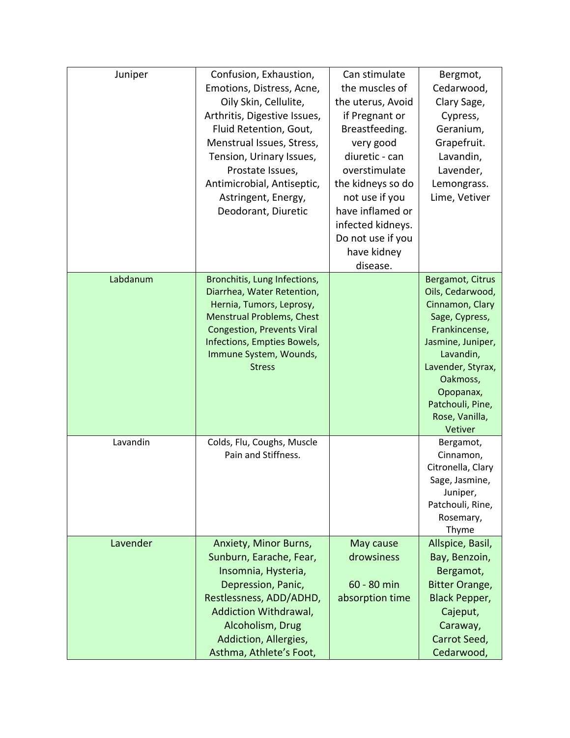| | | | |
|---|---|---|---|
| Juniper | Confusion, Exhaustion, Emotions, Distress, Acne, Oily Skin, Cellulite, Arthritis, Digestive Issues, Fluid Retention, Gout, Menstrual Issues, Stress, Tension, Urinary Issues, Prostate Issues, Antimicrobial, Antiseptic, Astringent, Energy, Deodorant, Diuretic | Can stimulate the muscles of the uterus, Avoid if Pregnant or Breastfeeding. very good diuretic - can overstimulate the kidneys so do not use if you have inflamed or infected kidneys. Do not use if you have kidney disease. | Bergmot, Cedarwood, Clary Sage, Cypress, Geranium, Grapefruit. Lavandin, Lavender, Lemongrass. Lime, Vetiver |
| Labdanum | Bronchitis, Lung Infections, Diarrhea, Water Retention, Hernia, Tumors, Leprosy, Menstrual Problems, Chest Congestion, Prevents Viral Infections, Empties Bowels, Immune System, Wounds, Stress | | Bergamot, Citrus Oils, Cedarwood, Cinnamon, Clary Sage, Cypress, Frankincense, Jasmine, Juniper, Lavandin, Lavender, Styrax, Oakmoss, Opopanax, Patchouli, Pine, Rose, Vanilla, Vetiver |
| Lavandin | Colds, Flu, Coughs, Muscle Pain and Stiffness. | | Bergamot, Cinnamon, Citronella, Clary Sage, Jasmine, Juniper, Patchouli, Rine, Rosemary, Thyme |
| Lavender | Anxiety, Minor Burns, Sunburn, Earache, Fear, Insomnia, Hysteria, Depression, Panic, Restlessness, ADD/ADHD, Addiction Withdrawal, Alcoholism, Drug Addiction, Allergies, Asthma, Athlete's Foot, | May cause drowsiness<br><br>60 - 80 min absorption time | Allspice, Basil, Bay, Benzoin, Bergamot, Bitter Orange, Black Pepper, Cajeput, Caraway, Carrot Seed, Cedarwood, |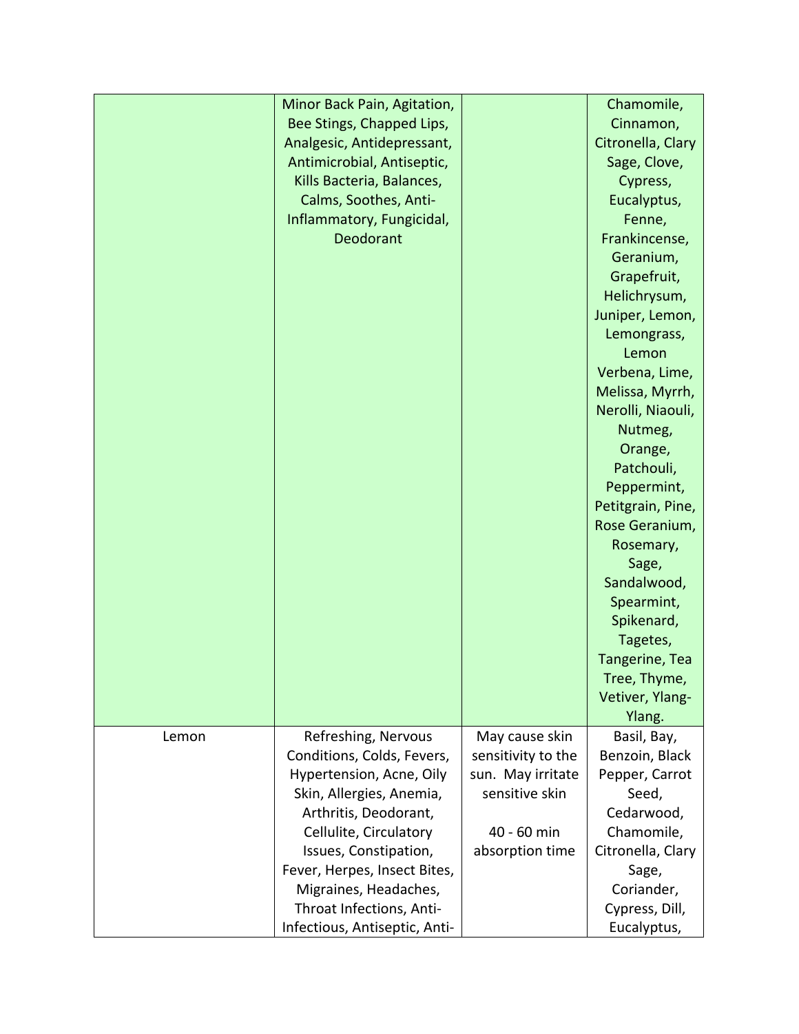| | | | |
|---|---|---|---|
| | Minor Back Pain, Agitation, Bee Stings, Chapped Lips, Analgesic, Antidepressant, Antimicrobial, Antiseptic, Kills Bacteria, Balances, Calms, Soothes, Anti-Inflammatory, Fungicidal, Deodorant | | Chamomile, Cinnamon, Citronella, Clary Sage, Clove, Cypress, Eucalyptus, Fenne, Frankincense, Geranium, Grapefruit, Helichrysum, Juniper, Lemon, Lemongrass, Lemon Verbena, Lime, Melissa, Myrrh, Nerolli, Niaouli, Nutmeg, Orange, Patchouli, Peppermint, Petitgrain, Pine, Rose Geranium, Rosemary, Sage, Sandalwood, Spearmint, Spikenard, Tagetes, Tangerine, Tea Tree, Thyme, Vetiver, Ylang-Ylang. |
| Lemon | Refreshing, Nervous Conditions, Colds, Fevers, Hypertension, Acne, Oily Skin, Allergies, Anemia, Arthritis, Deodorant, Cellulite, Circulatory Issues, Constipation, Fever, Herpes, Insect Bites, Migraines, Headaches, Throat Infections, Anti-Infectious, Antiseptic, Anti- | May cause skin sensitivity to the sun. May irritate sensitive skin<br><br>40 - 60 min absorption time | Basil, Bay, Benzoin, Black Pepper, Carrot Seed, Cedarwood, Chamomile, Citronella, Clary Sage, Coriander, Cypress, Dill, Eucalyptus, |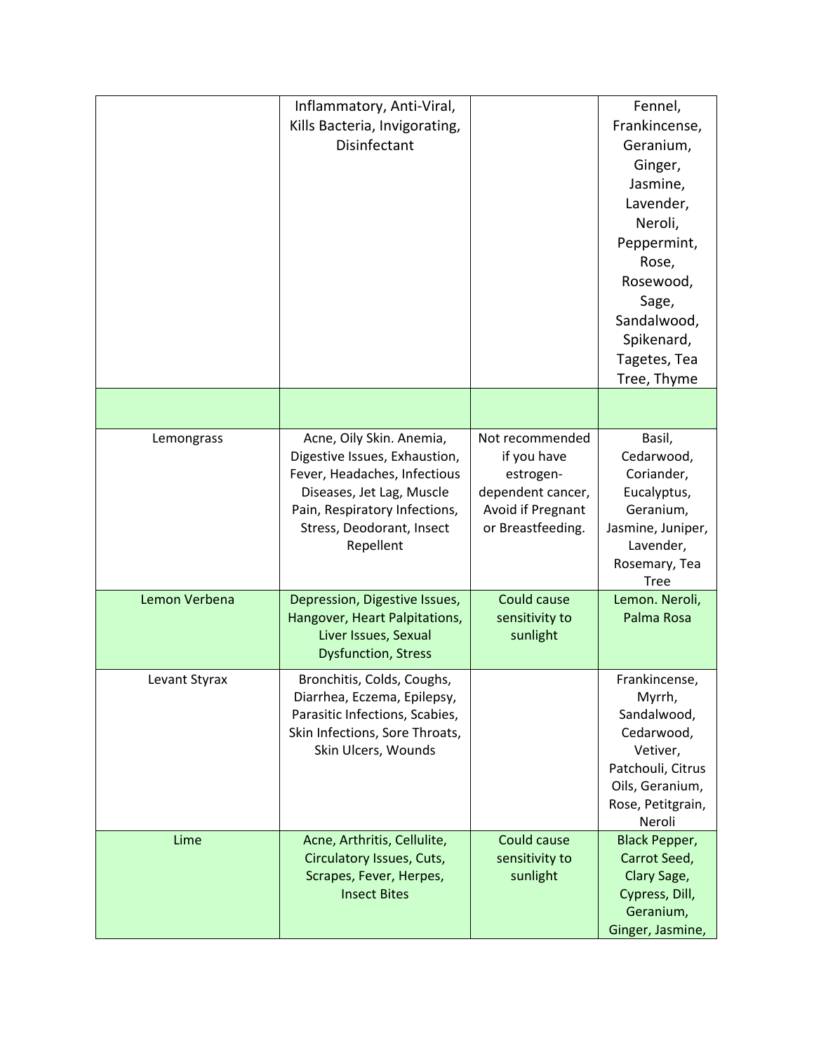| | | | |
|---|---|---|---|
| | Inflammatory, Anti-Viral, Kills Bacteria, Invigorating, Disinfectant | | Fennel, Frankincense, Geranium, Ginger, Jasmine, Lavender, Neroli, Peppermint, Rose, Rosewood, Sage, Sandalwood, Spikenard, Tagetes, Tea Tree, Thyme |
| | | | |
| Lemongrass | Acne, Oily Skin. Anemia, Digestive Issues, Exhaustion, Fever, Headaches, Infectious Diseases, Jet Lag, Muscle Pain, Respiratory Infections, Stress, Deodorant, Insect Repellent | Not recommended if you have estrogen-dependent cancer, Avoid if Pregnant or Breastfeeding. | Basil, Cedarwood, Coriander, Eucalyptus, Geranium, Jasmine, Juniper, Lavender, Rosemary, Tea Tree |
| Lemon Verbena | Depression, Digestive Issues, Hangover, Heart Palpitations, Liver Issues, Sexual Dysfunction, Stress | Could cause sensitivity to sunlight | Lemon. Neroli, Palma Rosa |
| Levant Styrax | Bronchitis, Colds, Coughs, Diarrhea, Eczema, Epilepsy, Parasitic Infections, Scabies, Skin Infections, Sore Throats, Skin Ulcers, Wounds | | Frankincense, Myrrh, Sandalwood, Cedarwood, Vetiver, Patchouli, Citrus Oils, Geranium, Rose, Petitgrain, Neroli |
| Lime | Acne, Arthritis, Cellulite, Circulatory Issues, Cuts, Scrapes, Fever, Herpes, Insect Bites | Could cause sensitivity to sunlight | Black Pepper, Carrot Seed, Clary Sage, Cypress, Dill, Geranium, Ginger, Jasmine, |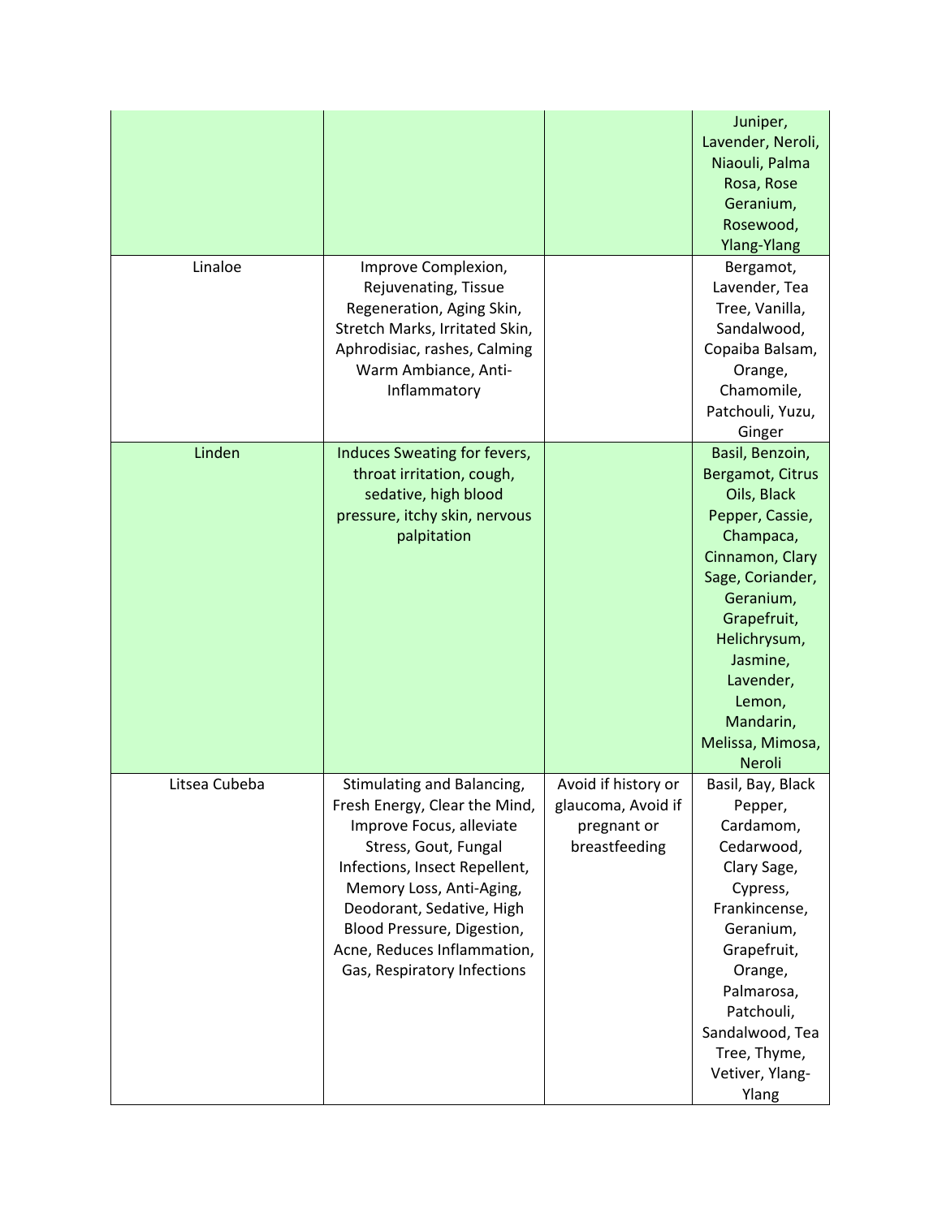| | | | |
|---|---|---|---|
| | | | Juniper, Lavender, Neroli, Niaouli, Palma Rosa, Rose Geranium, Rosewood, Ylang-Ylang |
| Linaloe | Improve Complexion, Rejuvenating, Tissue Regeneration, Aging Skin, Stretch Marks, Irritated Skin, Aphrodisiac, rashes, Calming Warm Ambiance, Anti-Inflammatory | | Bergamot, Lavender, Tea Tree, Vanilla, Sandalwood, Copaiba Balsam, Orange, Chamomile, Patchouli, Yuzu, Ginger |
| Linden | Induces Sweating for fevers, throat irritation, cough, sedative, high blood pressure, itchy skin, nervous palpitation | | Basil, Benzoin, Bergamot, Citrus Oils, Black Pepper, Cassie, Champaca, Cinnamon, Clary Sage, Coriander, Geranium, Grapefruit, Helichrysum, Jasmine, Lavender, Lemon, Mandarin, Melissa, Mimosa, Neroli |
| Litsea Cubeba | Stimulating and Balancing, Fresh Energy, Clear the Mind, Improve Focus, alleviate Stress, Gout, Fungal Infections, Insect Repellent, Memory Loss, Anti-Aging, Deodorant, Sedative, High Blood Pressure, Digestion, Acne, Reduces Inflammation, Gas, Respiratory Infections | Avoid if history or glaucoma, Avoid if pregnant or breastfeeding | Basil, Bay, Black Pepper, Cardamom, Cedarwood, Clary Sage, Cypress, Frankincense, Geranium, Grapefruit, Orange, Palmarosa, Patchouli, Sandalwood, Tea Tree, Thyme, Vetiver, Ylang-Ylang |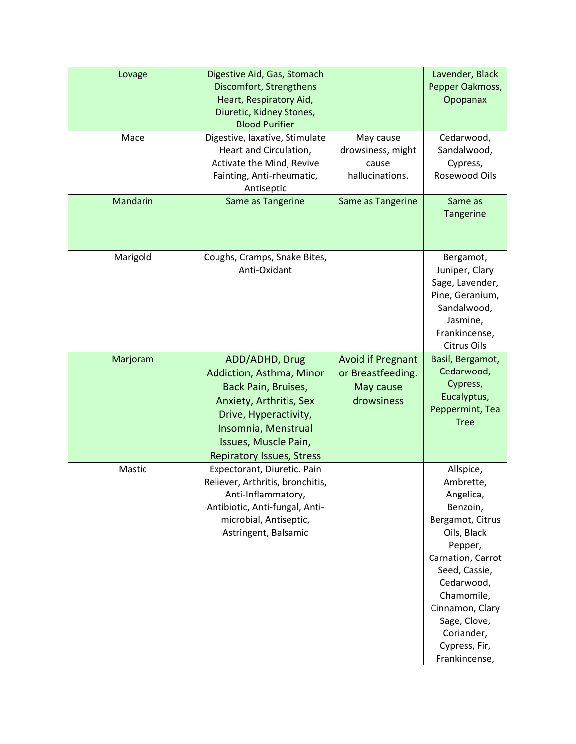| Lovage | Digestive Aid, Gas, Stomach Discomfort, Strengthens Heart, Respiratory Aid, Diuretic, Kidney Stones, Blood Purifier | | Lavender, Black Pepper Oakmoss, Opopanax |
|---|---|---|---|
| Mace | Digestive, laxative, Stimulate Heart and Circulation, Activate the Mind, Revive Fainting, Anti-rheumatic, Antiseptic | May cause drowsiness, might cause hallucinations. | Cedarwood, Sandalwood, Cypress, Rosewood Oils |
| Mandarin | Same as Tangerine | Same as Tangerine | Same as Tangerine |
| Marigold | Coughs, Cramps, Snake Bites, Anti-Oxidant | | Bergamot, Juniper, Clary Sage, Lavender, Pine, Geranium, Sandalwood, Jasmine, Frankincense, Citrus Oils |
| Marjoram | ADD/ADHD, Drug Addiction, Asthma, Minor Back Pain, Bruises, Anxiety, Arthritis, Sex Drive, Hyperactivity, Insomnia, Menstrual Issues, Muscle Pain, Repiratory Issues, Stress | Avoid if Pregnant or Breastfeeding. May cause drowsiness | Basil, Bergamot, Cedarwood, Cypress, Eucalyptus, Peppermint, Tea Tree |
| Mastic | Expectorant, Diuretic. Pain Reliever, Arthritis, bronchitis, Anti-Inflammatory, Antibiotic, Anti-fungal, Anti-microbial, Antiseptic, Astringent, Balsamic | | Allspice, Ambrette, Angelica, Benzoin, Bergamot, Citrus Oils, Black Pepper, Carnation, Carrot Seed, Cassie, Cedarwood, Chamomile, Cinnamon, Clary Sage, Clove, Coriander, Cypress, Fir, Frankincense, |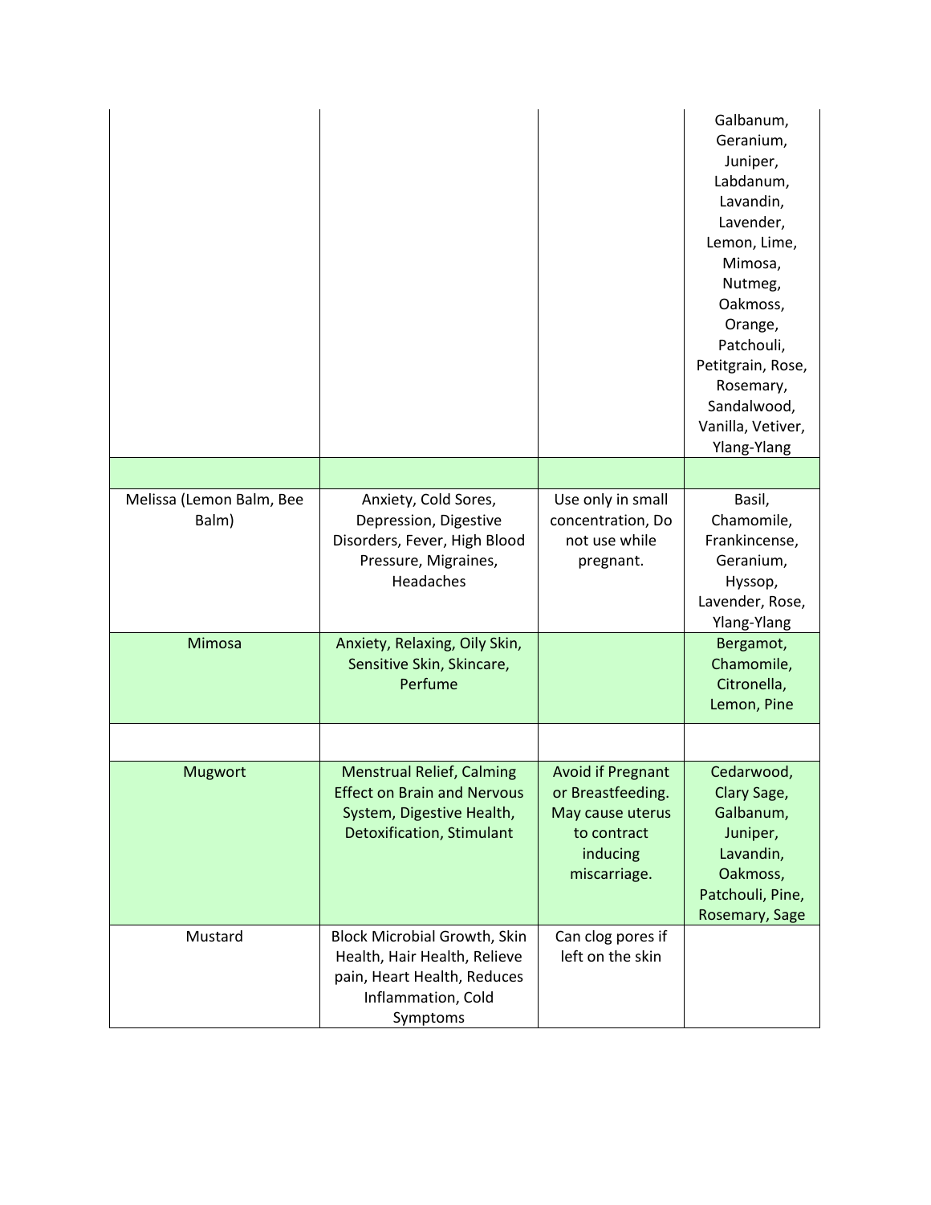| | | | |
|---|---|---|---|
| | | | Galbanum, Geranium, Juniper, Labdanum, Lavandin, Lavender, Lemon, Lime, Mimosa, Nutmeg, Oakmoss, Orange, Patchouli, Petitgrain, Rose, Rosemary, Sandalwood, Vanilla, Vetiver, Ylang-Ylang |
| | | | |
| Melissa (Lemon Balm, Bee Balm) | Anxiety, Cold Sores, Depression, Digestive Disorders, Fever, High Blood Pressure, Migraines, Headaches | Use only in small concentration, Do not use while pregnant. | Basil, Chamomile, Frankincense, Geranium, Hyssop, Lavender, Rose, Ylang-Ylang |
| Mimosa | Anxiety, Relaxing, Oily Skin, Sensitive Skin, Skincare, Perfume | | Bergamot, Chamomile, Citronella, Lemon, Pine |
| | | | |
| Mugwort | Menstrual Relief, Calming Effect on Brain and Nervous System, Digestive Health, Detoxification, Stimulant | Avoid if Pregnant or Breastfeeding. May cause uterus to contract inducing miscarriage. | Cedarwood, Clary Sage, Galbanum, Juniper, Lavandin, Oakmoss, Patchouli, Pine, Rosemary, Sage |
| Mustard | Block Microbial Growth, Skin Health, Hair Health, Relieve pain, Heart Health, Reduces Inflammation, Cold Symptoms | Can clog pores if left on the skin | |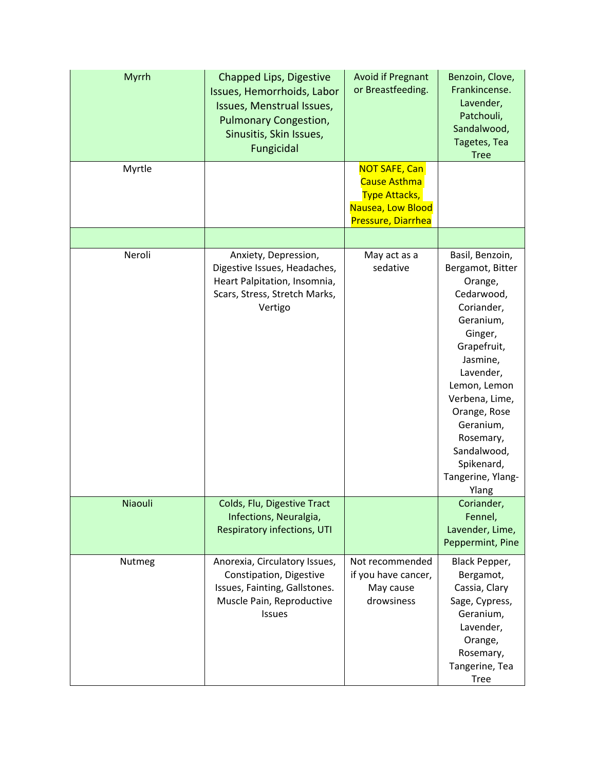| Myrrh | Chapped Lips, Digestive Issues, Hemorrhoids, Labor Issues, Menstrual Issues, Pulmonary Congestion, Sinusitis, Skin Issues, Fungicidal | Avoid if Pregnant or Breastfeeding. | Benzoin, Clove, Frankincense. Lavender, Patchouli, Sandalwood, Tagetes, Tea Tree |
|---|---|---|---|
| Myrtle | | NOT SAFE, Can Cause Asthma Type Attacks, Nausea, Low Blood Pressure, Diarrhea | |
| | | | |
| Neroli | Anxiety, Depression, Digestive Issues, Headaches, Heart Palpitation, Insomnia, Scars, Stress, Stretch Marks, Vertigo | May act as a sedative | Basil, Benzoin, Bergamot, Bitter Orange, Cedarwood, Coriander, Geranium, Ginger, Grapefruit, Jasmine, Lavender, Lemon, Lemon Verbena, Lime, Orange, Rose Geranium, Rosemary, Sandalwood, Spikenard, Tangerine, Ylang-Ylang |
| Niaouli | Colds, Flu, Digestive Tract Infections, Neuralgia, Respiratory infections, UTI | | Coriander, Fennel, Lavender, Lime, Peppermint, Pine |
| Nutmeg | Anorexia, Circulatory Issues, Constipation, Digestive Issues, Fainting, Gallstones. Muscle Pain, Reproductive Issues | Not recommended if you have cancer, May cause drowsiness | Black Pepper, Bergamot, Cassia, Clary Sage, Cypress, Geranium, Lavender, Orange, Rosemary, Tangerine, Tea Tree |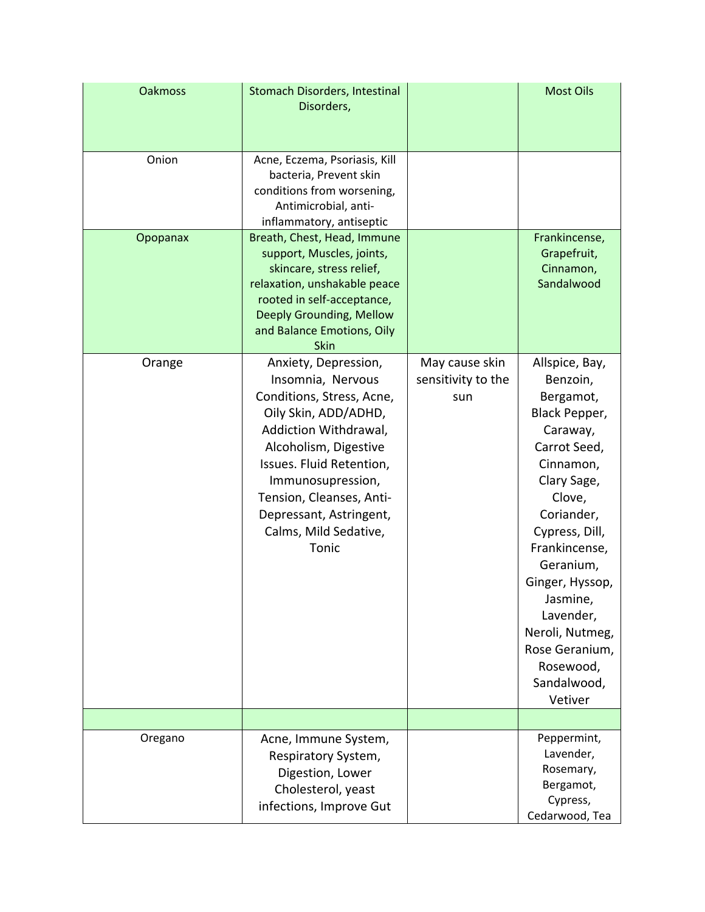| | | | |
|---|---|---|---|
| Oakmoss | Stomach Disorders, Intestinal Disorders, | | Most Oils |
| Onion | Acne, Eczema, Psoriasis, Kill bacteria, Prevent skin conditions from worsening, Antimicrobial, anti-inflammatory, antiseptic | | |
| Opopanax | Breath, Chest, Head, Immune support, Muscles, joints, skincare, stress relief, relaxation, unshakable peace rooted in self-acceptance, Deeply Grounding, Mellow and Balance Emotions, Oily Skin | | Frankincense, Grapefruit, Cinnamon, Sandalwood |
| Orange | Anxiety, Depression, Insomnia, Nervous Conditions, Stress, Acne, Oily Skin, ADD/ADHD, Addiction Withdrawal, Alcoholism, Digestive Issues. Fluid Retention, Immunosupression, Tension, Cleanses, Anti-Depressant, Astringent, Calms, Mild Sedative, Tonic | May cause skin sensitivity to the sun | Allspice, Bay, Benzoin, Bergamot, Black Pepper, Caraway, Carrot Seed, Cinnamon, Clary Sage, Clove, Coriander, Cypress, Dill, Frankincense, Geranium, Ginger, Hyssop, Jasmine, Lavender, Neroli, Nutmeg, Rose Geranium, Rosewood, Sandalwood, Vetiver |
| | | | |
| Oregano | Acne, Immune System, Respiratory System, Digestion, Lower Cholesterol, yeast infections, Improve Gut | | Peppermint, Lavender, Rosemary, Bergamot, Cypress, Cedarwood, Tea |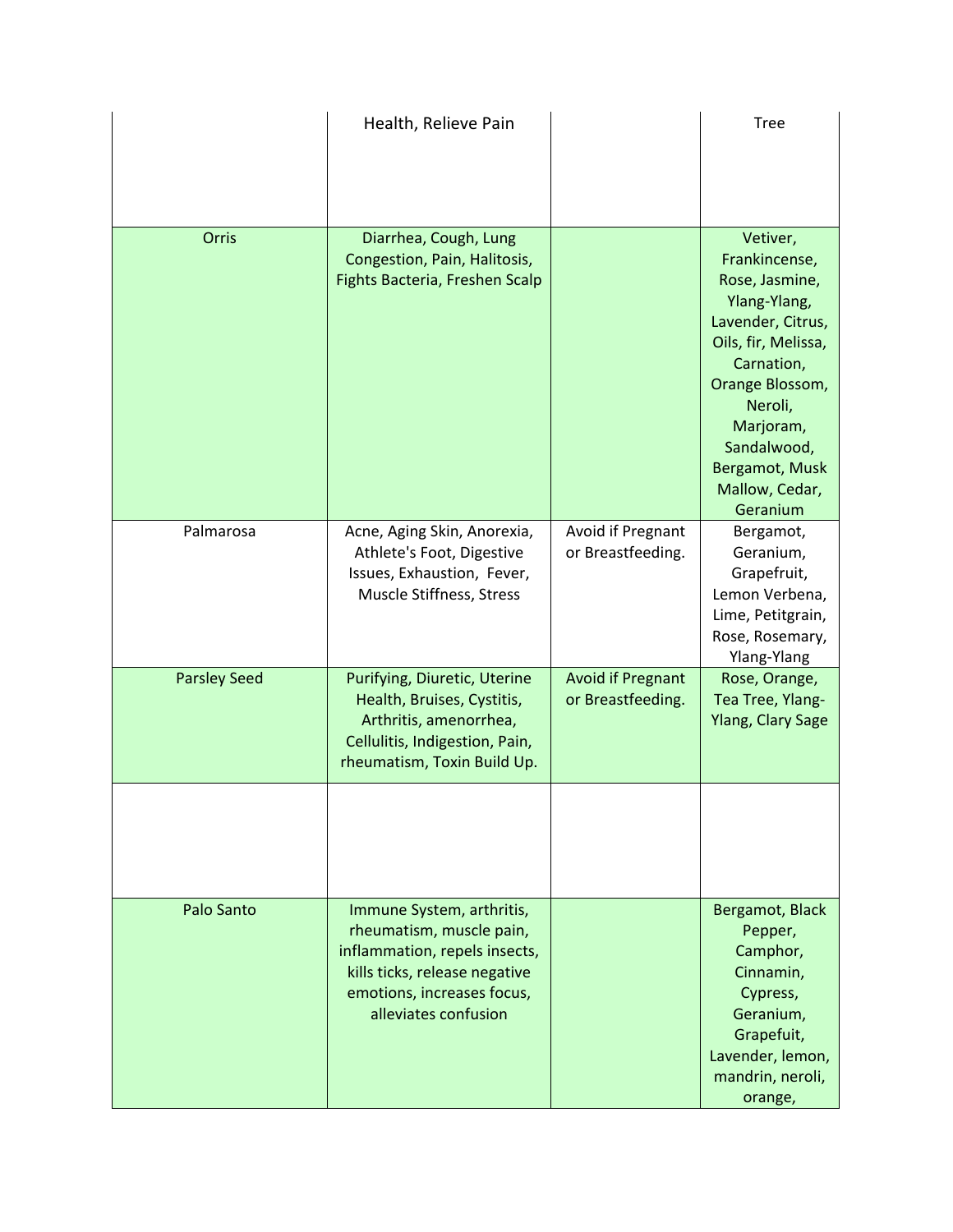| | | | |
|---|---|---|---|
| | Health, Relieve Pain | | Tree |
| Orris | Diarrhea, Cough, Lung Congestion, Pain, Halitosis, Fights Bacteria, Freshen Scalp | | Vetiver, Frankincense, Rose, Jasmine, Ylang-Ylang, Lavender, Citrus, Oils, fir, Melissa, Carnation, Orange Blossom, Neroli, Marjoram, Sandalwood, Bergamot, Musk Mallow, Cedar, Geranium |
| Palmarosa | Acne, Aging Skin, Anorexia, Athlete's Foot, Digestive Issues, Exhaustion, Fever, Muscle Stiffness, Stress | Avoid if Pregnant or Breastfeeding. | Bergamot, Geranium, Grapefruit, Lemon Verbena, Lime, Petitgrain, Rose, Rosemary, Ylang-Ylang |
| Parsley Seed | Purifying, Diuretic, Uterine Health, Bruises, Cystitis, Arthritis, amenorrhea, Cellulitis, Indigestion, Pain, rheumatism, Toxin Build Up. | Avoid if Pregnant or Breastfeeding. | Rose, Orange, Tea Tree, Ylang-Ylang, Clary Sage |
| | | | |
| Palo Santo | Immune System, arthritis, rheumatism, muscle pain, inflammation, repels insects, kills ticks, release negative emotions, increases focus, alleviates confusion | | Bergamot, Black Pepper, Camphor, Cinnamin, Cypress, Geranium, Grapefuit, Lavender, lemon, mandrin, neroli, orange, |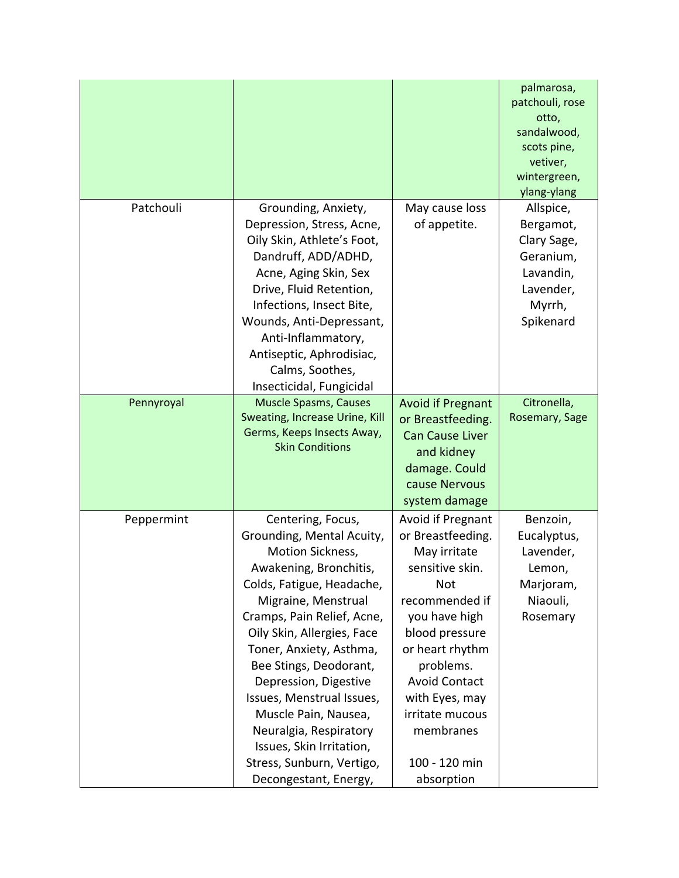| | | | |
|---|---|---|---|
| | | | palmarosa, patchouli, rose otto, sandalwood, scots pine, vetiver, wintergreen, ylang-ylang |
| Patchouli | Grounding, Anxiety, Depression, Stress, Acne, Oily Skin, Athlete's Foot, Dandruff, ADD/ADHD, Acne, Aging Skin, Sex Drive, Fluid Retention, Infections, Insect Bite, Wounds, Anti-Depressant, Anti-Inflammatory, Antiseptic, Aphrodisiac, Calms, Soothes, Insecticidal, Fungicidal | May cause loss of appetite. | Allspice, Bergamot, Clary Sage, Geranium, Lavandin, Lavender, Myrrh, Spikenard |
| Pennyroyal | Muscle Spasms, Causes Sweating, Increase Urine, Kill Germs, Keeps Insects Away, Skin Conditions | Avoid if Pregnant or Breastfeeding. Can Cause Liver and kidney damage. Could cause Nervous system damage | Citronella, Rosemary, Sage |
| Peppermint | Centering, Focus, Grounding, Mental Acuity, Motion Sickness, Awakening, Bronchitis, Colds, Fatigue, Headache, Migraine, Menstrual Cramps, Pain Relief, Acne, Oily Skin, Allergies, Face Toner, Anxiety, Asthma, Bee Stings, Deodorant, Depression, Digestive Issues, Menstrual Issues, Muscle Pain, Nausea, Neuralgia, Respiratory Issues, Skin Irritation, Stress, Sunburn, Vertigo, Decongestant, Energy, | Avoid if Pregnant or Breastfeeding. May irritate sensitive skin. Not recommended if you have high blood pressure or heart rhythm problems. Avoid Contact with Eyes, may irritate mucous membranes<br><br>100 - 120 min absorption | Benzoin, Eucalyptus, Lavender, Lemon, Marjoram, Niaouli, Rosemary |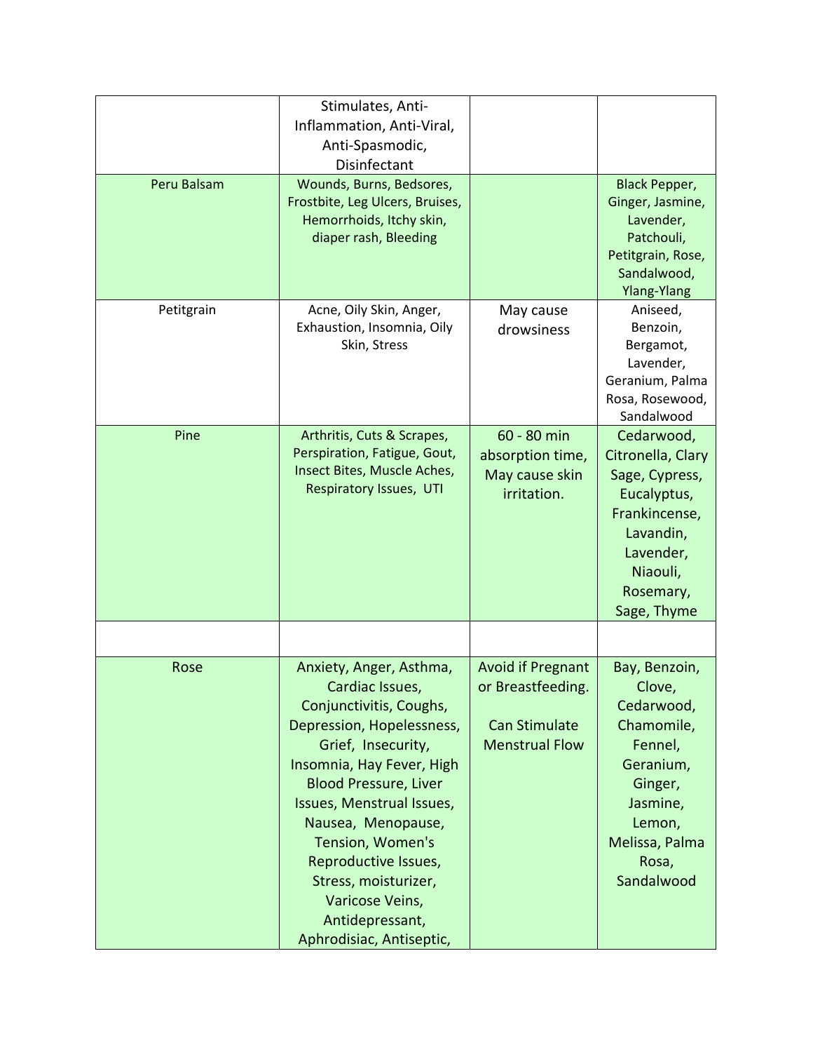| | | | |
|---|---|---|---|
| | Stimulates, Anti-Inflammation, Anti-Viral, Anti-Spasmodic, Disinfectant | | |
| Peru Balsam | Wounds, Burns, Bedsores, Frostbite, Leg Ulcers, Bruises, Hemorrhoids, Itchy skin, diaper rash, Bleeding | | Black Pepper, Ginger, Jasmine, Lavender, Patchouli, Petitgrain, Rose, Sandalwood, Ylang-Ylang |
| Petitgrain | Acne, Oily Skin, Anger, Exhaustion, Insomnia, Oily Skin, Stress | May cause drowsiness | Aniseed, Benzoin, Bergamot, Lavender, Geranium, Palma Rosa, Rosewood, Sandalwood |
| Pine | Arthritis, Cuts & Scrapes, Perspiration, Fatigue, Gout, Insect Bites, Muscle Aches, Respiratory Issues, UTI | 60 - 80 min absorption time, May cause skin irritation. | Cedarwood, Citronella, Clary Sage, Cypress, Eucalyptus, Frankincense, Lavandin, Lavender, Niaouli, Rosemary, Sage, Thyme |
| | | | |
| Rose | Anxiety, Anger, Asthma, Cardiac Issues, Conjunctivitis, Coughs, Depression, Hopelessness, Grief, Insecurity, Insomnia, Hay Fever, High Blood Pressure, Liver Issues, Menstrual Issues, Nausea, Menopause, Tension, Women's Reproductive Issues, Stress, moisturizer, Varicose Veins, Antidepressant, Aphrodisiac, Antiseptic, | Avoid if Pregnant or Breastfeeding. Can Stimulate Menstrual Flow | Bay, Benzoin, Clove, Cedarwood, Chamomile, Fennel, Geranium, Ginger, Jasmine, Lemon, Melissa, Palma Rosa, Sandalwood |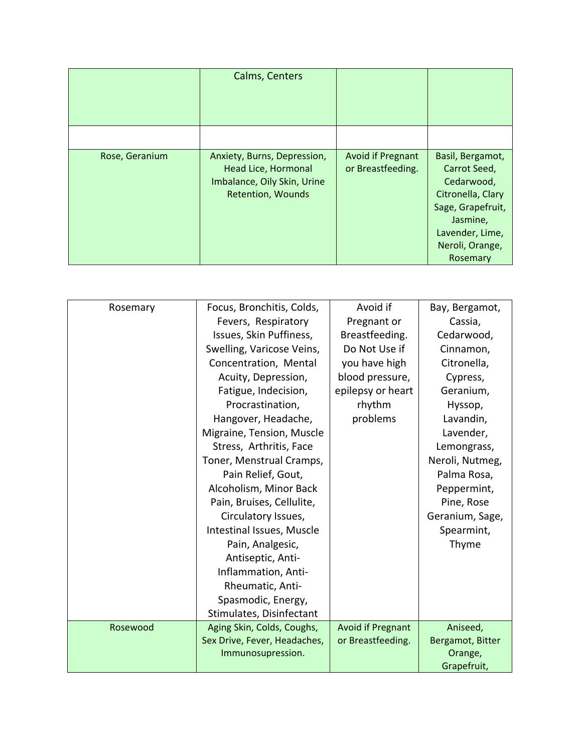| | | | |
|---|---|---|---|
| | Calms, Centers | | |
| | | | |
| Rose, Geranium | Anxiety, Burns, Depression, Head Lice, Hormonal Imbalance, Oily Skin, Urine Retention, Wounds | Avoid if Pregnant or Breastfeeding. | Basil, Bergamot, Carrot Seed, Cedarwood, Citronella, Clary Sage, Grapefruit, Jasmine, Lavender, Lime, Neroli, Orange, Rosemary |

| | | | |
|---|---|---|---|
| Rosemary | Focus, Bronchitis, Colds, Fevers, Respiratory Issues, Skin Puffiness, Swelling, Varicose Veins, Concentration, Mental Acuity, Depression, Fatigue, Indecision, Procrastination, Hangover, Headache, Migraine, Tension, Muscle Stress, Arthritis, Face Toner, Menstrual Cramps, Pain Relief, Gout, Alcoholism, Minor Back Pain, Bruises, Cellulite, Circulatory Issues, Intestinal Issues, Muscle Pain, Analgesic, Antiseptic, Anti-Inflammation, Anti-Rheumatic, Anti-Spasmodic, Energy, Stimulates, Disinfectant | Avoid if Pregnant or Breastfeeding. Do Not Use if you have high blood pressure, epilepsy or heart rhythm problems | Bay, Bergamot, Cassia, Cedarwood, Cinnamon, Citronella, Cypress, Geranium, Hyssop, Lavandin, Lavender, Lemongrass, Neroli, Nutmeg, Palma Rosa, Peppermint, Pine, Rose Geranium, Sage, Spearmint, Thyme |
| Rosewood | Aging Skin, Colds, Coughs, Sex Drive, Fever, Headaches, Immunosupression. | Avoid if Pregnant or Breastfeeding. | Aniseed, Bergamot, Bitter Orange, Grapefruit, |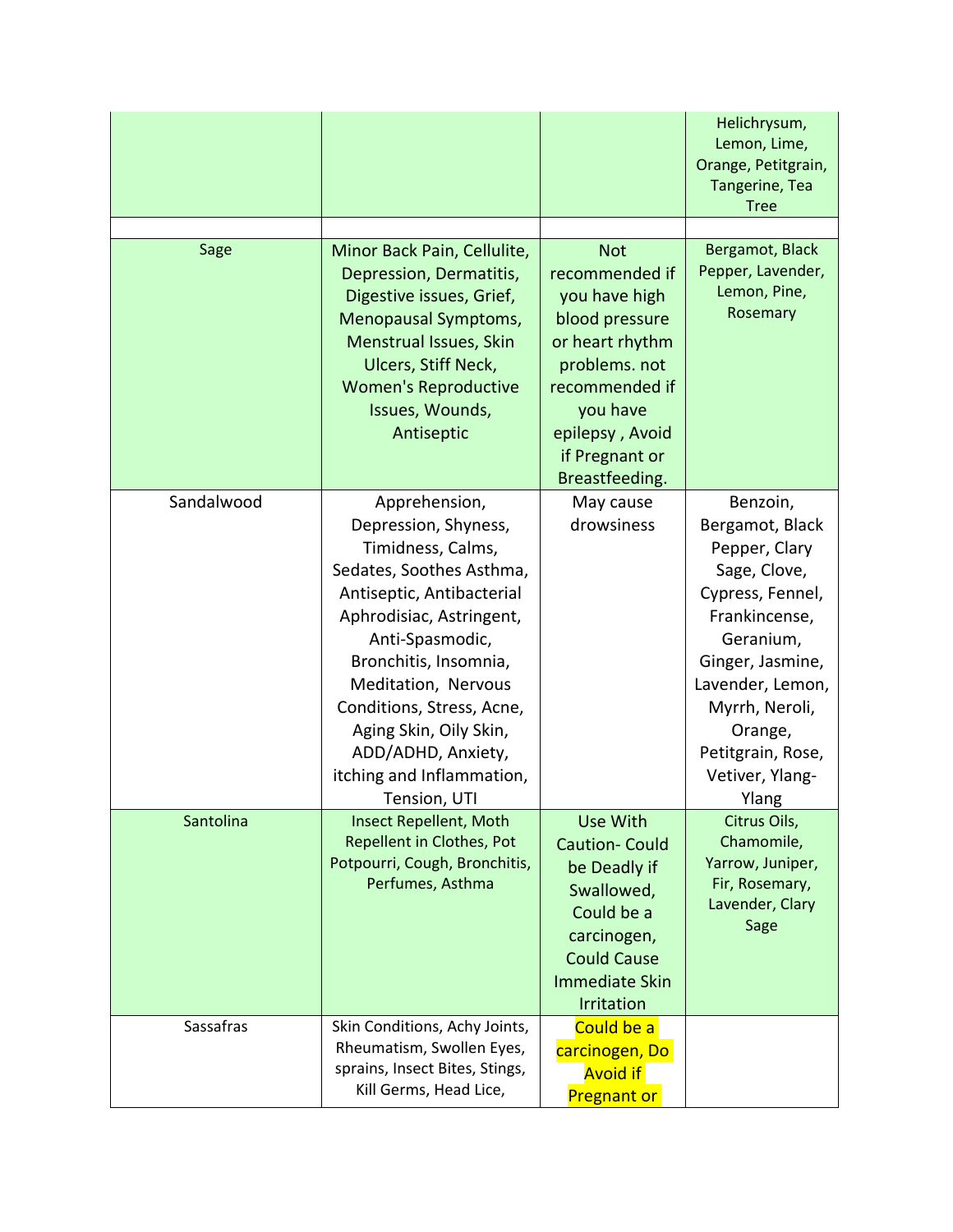| | | | |
|---|---|---|---|
| | | | Helichrysum, Lemon, Lime, Orange, Petitgrain, Tangerine, Tea Tree |
| | | | |
| Sage | Minor Back Pain, Cellulite, Depression, Dermatitis, Digestive issues, Grief, Menopausal Symptoms, Menstrual Issues, Skin Ulcers, Stiff Neck, Women's Reproductive Issues, Wounds, Antiseptic | Not recommended if you have high blood pressure or heart rhythm problems. not recommended if you have epilepsy , Avoid if Pregnant or Breastfeeding. | Bergamot, Black Pepper, Lavender, Lemon, Pine, Rosemary |
| Sandalwood | Apprehension, Depression, Shyness, Timidness, Calms, Sedates, Soothes Asthma, Antiseptic, Antibacterial Aphrodisiac, Astringent, Anti-Spasmodic, Bronchitis, Insomnia, Meditation, Nervous Conditions, Stress, Acne, Aging Skin, Oily Skin, ADD/ADHD, Anxiety, itching and Inflammation, Tension, UTI | May cause drowsiness | Benzoin, Bergamot, Black Pepper, Clary Sage, Clove, Cypress, Fennel, Frankincense, Geranium, Ginger, Jasmine, Lavender, Lemon, Myrrh, Neroli, Orange, Petitgrain, Rose, Vetiver, Ylang-Ylang |
| Santolina | Insect Repellent, Moth Repellent in Clothes, Pot Potpourri, Cough, Bronchitis, Perfumes, Asthma | Use With Caution- Could be Deadly if Swallowed, Could be a carcinogen, Could Cause Immediate Skin Irritation | Citrus Oils, Chamomile, Yarrow, Juniper, Fir, Rosemary, Lavender, Clary Sage |
| Sassafras | Skin Conditions, Achy Joints, Rheumatism, Swollen Eyes, sprains, Insect Bites, Stings, Kill Germs, Head Lice, | Could be a carcinogen, Do Avoid if Pregnant or | |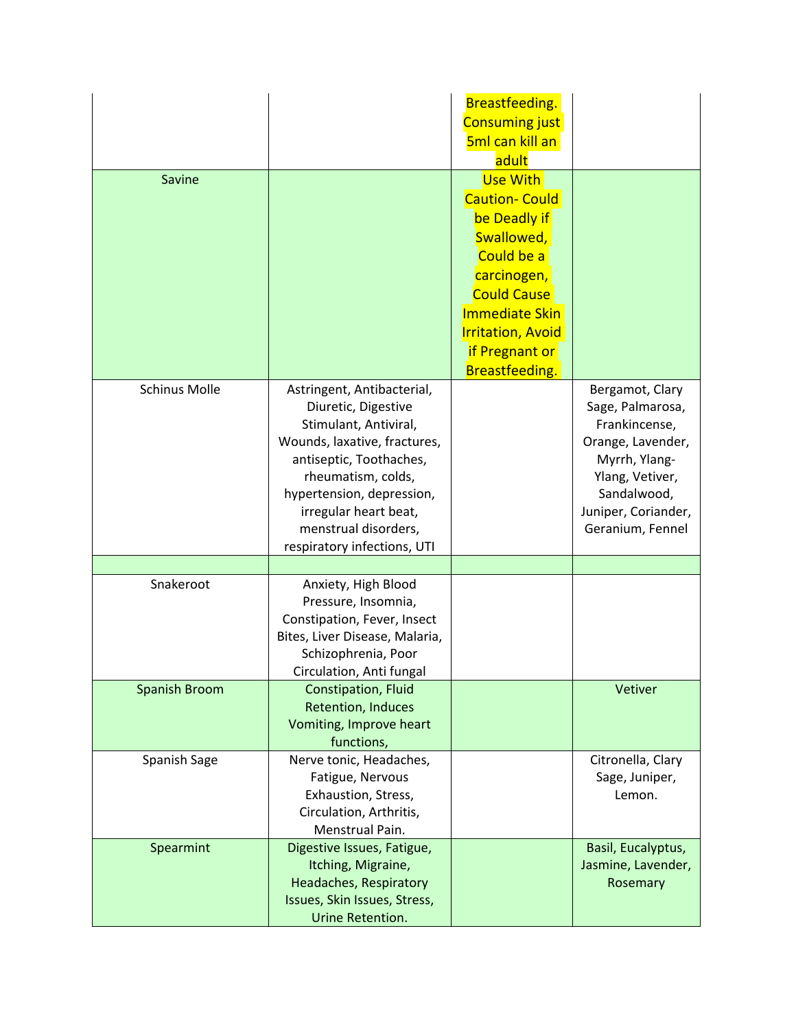| | | Breastfeeding. Consuming just 5ml can kill an adult | |
|---|---|---|---|
| Savine | | Use With Caution- Could be Deadly if Swallowed, Could be a carcinogen, Could Cause Immediate Skin Irritation, Avoid if Pregnant or Breastfeeding. | |
| Schinus Molle | Astringent, Antibacterial, Diuretic, Digestive Stimulant, Antiviral, Wounds, laxative, fractures, antiseptic, Toothaches, rheumatism, colds, hypertension, depression, irregular heart beat, menstrual disorders, respiratory infections, UTI | | Bergamot, Clary Sage, Palmarosa, Frankincense, Orange, Lavender, Myrrh, Ylang-Ylang, Vetiver, Sandalwood, Juniper, Coriander, Geranium, Fennel |
| | | | |
| Snakeroot | Anxiety, High Blood Pressure, Insomnia, Constipation, Fever, Insect Bites, Liver Disease, Malaria, Schizophrenia, Poor Circulation, Anti fungal | | |
| Spanish Broom | Constipation, Fluid Retention, Induces Vomiting, Improve heart functions, | | Vetiver |
| Spanish Sage | Nerve tonic, Headaches, Fatigue, Nervous Exhaustion, Stress, Circulation, Arthritis, Menstrual Pain. | | Citronella, Clary Sage, Juniper, Lemon. |
| Spearmint | Digestive Issues, Fatigue, Itching, Migraine, Headaches, Respiratory Issues, Skin Issues, Stress, Urine Retention. | | Basil, Eucalyptus, Jasmine, Lavender, Rosemary |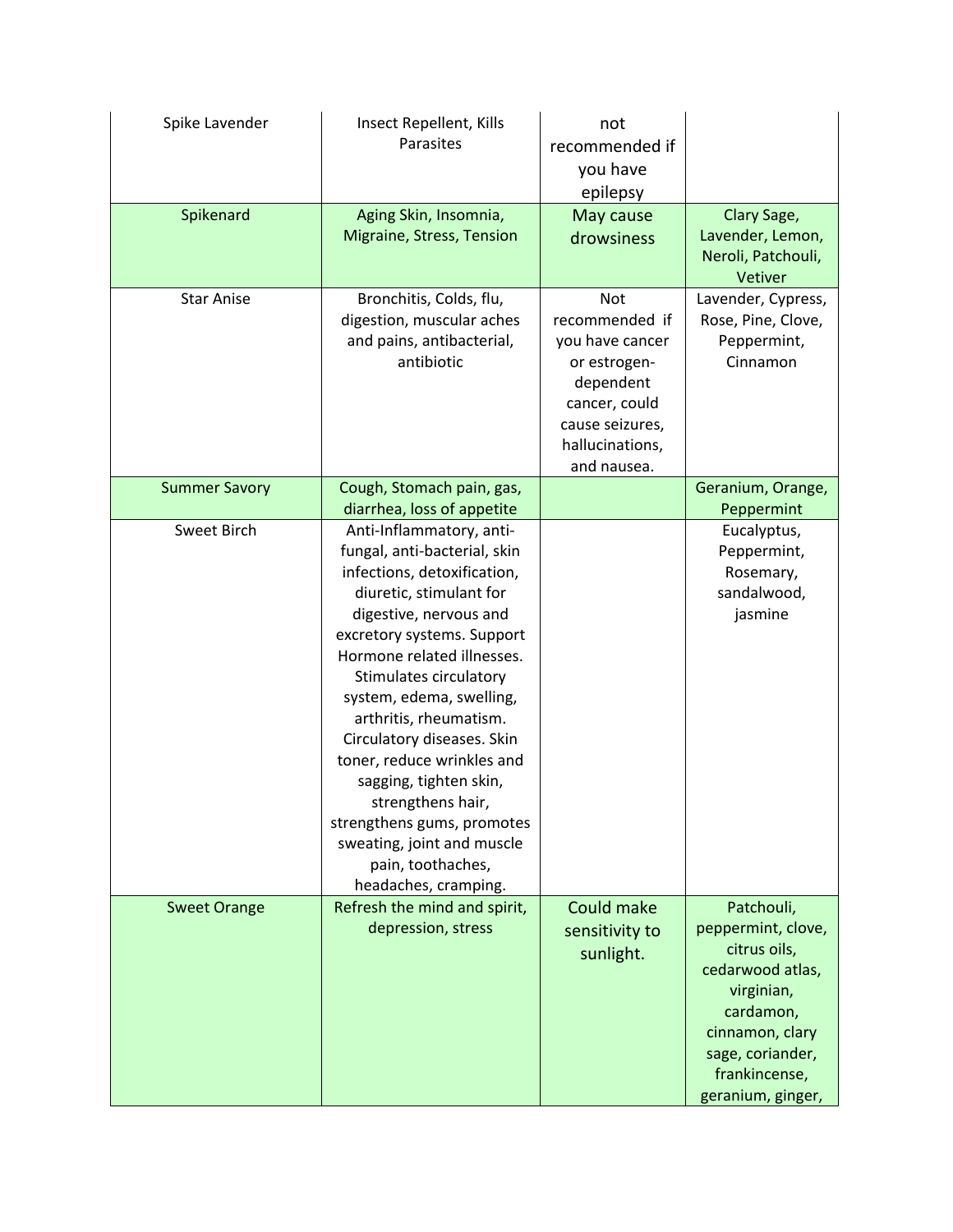| | | | |
|---|---|---|---|
| Spike Lavender | Insect Repellent, Kills Parasites | not recommended if you have epilepsy | |
| Spikenard | Aging Skin, Insomnia, Migraine, Stress, Tension | May cause drowsiness | Clary Sage, Lavender, Lemon, Neroli, Patchouli, Vetiver |
| Star Anise | Bronchitis, Colds, flu, digestion, muscular aches and pains, antibacterial, antibiotic | Not recommended if you have cancer or estrogen-dependent cancer, could cause seizures, hallucinations, and nausea. | Lavender, Cypress, Rose, Pine, Clove, Peppermint, Cinnamon |
| Summer Savory | Cough, Stomach pain, gas, diarrhea, loss of appetite | | Geranium, Orange, Peppermint |
| Sweet Birch | Anti-Inflammatory, anti-fungal, anti-bacterial, skin infections, detoxification, diuretic, stimulant for digestive, nervous and excretory systems. Support Hormone related illnesses. Stimulates circulatory system, edema, swelling, arthritis, rheumatism. Circulatory diseases. Skin toner, reduce wrinkles and sagging, tighten skin, strengthens hair, strengthens gums, promotes sweating, joint and muscle pain, toothaches, headaches, cramping. | | Eucalyptus, Peppermint, Rosemary, sandalwood, jasmine |
| Sweet Orange | Refresh the mind and spirit, depression, stress | Could make sensitivity to sunlight. | Patchouli, peppermint, clove, citrus oils, cedarwood atlas, virginian, cardamon, cinnamon, clary sage, coriander, frankincense, geranium, ginger, |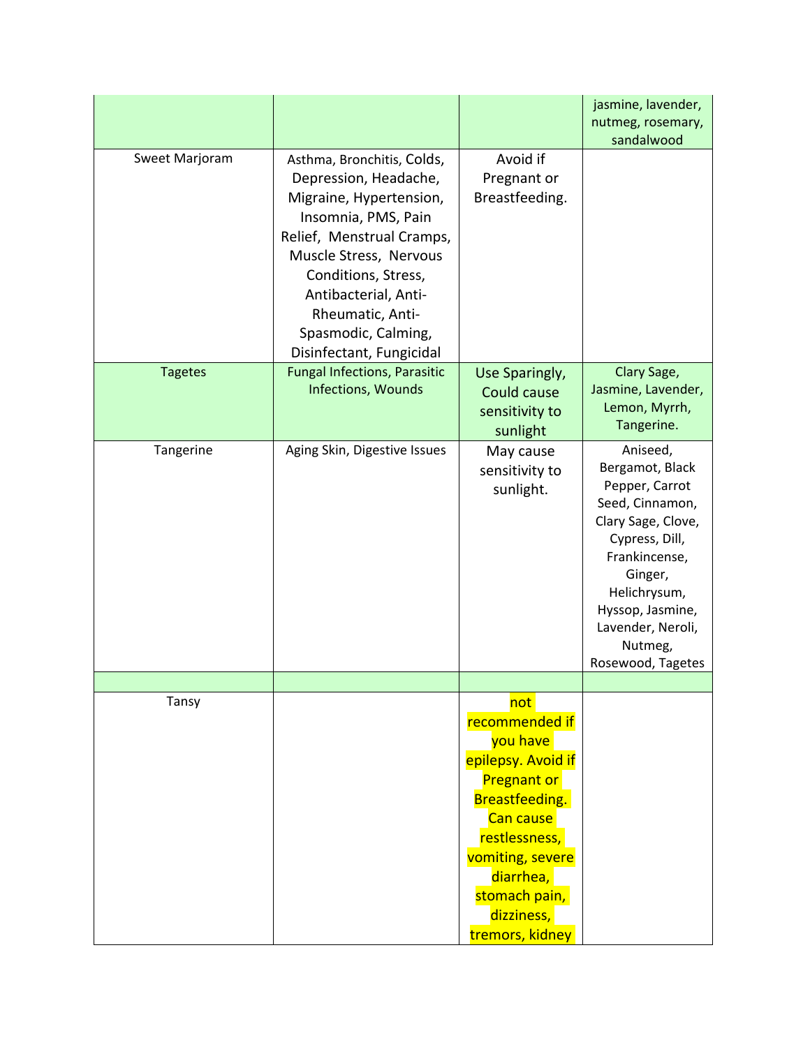| | | | |
|---|---|---|---|
| | | | jasmine, lavender, nutmeg, rosemary, sandalwood |
| Sweet Marjoram | Asthma, Bronchitis, Colds, Depression, Headache, Migraine, Hypertension, Insomnia, PMS, Pain Relief, Menstrual Cramps, Muscle Stress, Nervous Conditions, Stress, Antibacterial, Anti-Rheumatic, Anti-Spasmodic, Calming, Disinfectant, Fungicidal | Avoid if Pregnant or Breastfeeding. | |
| Tagetes | Fungal Infections, Parasitic Infections, Wounds | Use Sparingly, Could cause sensitivity to sunlight | Clary Sage, Jasmine, Lavender, Lemon, Myrrh, Tangerine. |
| Tangerine | Aging Skin, Digestive Issues | May cause sensitivity to sunlight. | Aniseed, Bergamot, Black Pepper, Carrot Seed, Cinnamon, Clary Sage, Clove, Cypress, Dill, Frankincense, Ginger, Helichrysum, Hyssop, Jasmine, Lavender, Neroli, Nutmeg, Rosewood, Tagetes |
| | | | |
| Tansy | | not recommended if you have epilepsy. Avoid if Pregnant or Breastfeeding. Can cause restlessness, vomiting, severe diarrhea, stomach pain, dizziness, tremors, kidney | |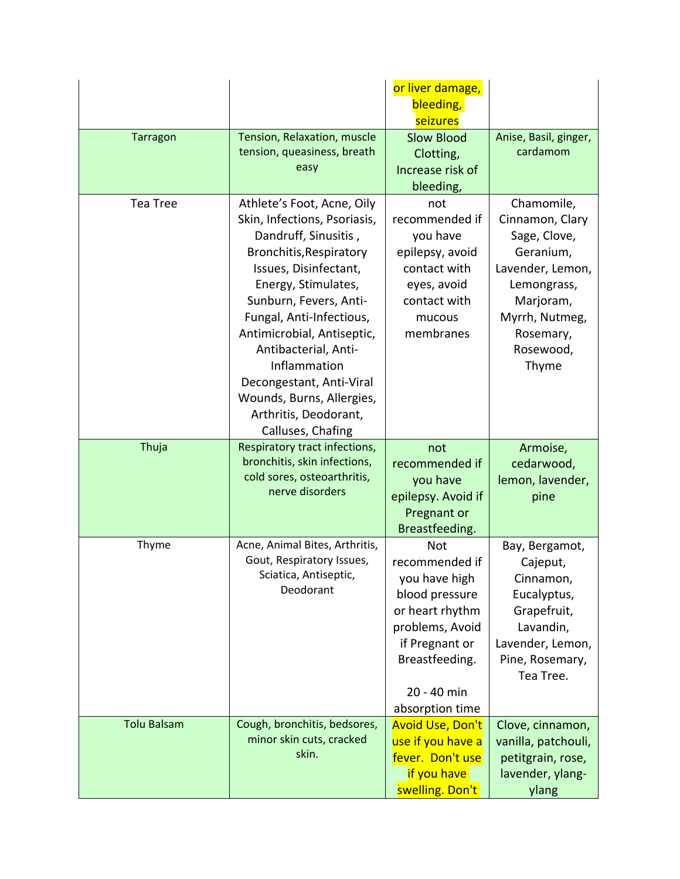| | | or liver damage, bleeding, seizures | |
|---|---|---|---|
| Tarragon | Tension, Relaxation, muscle tension, queasiness, breath easy | Slow Blood Clotting, Increase risk of bleeding, | Anise, Basil, ginger, cardamom |
| Tea Tree | Athlete's Foot, Acne, Oily Skin, Infections, Psoriasis, Dandruff, Sinusitis , Bronchitis,Respiratory Issues, Disinfectant, Energy, Stimulates, Sunburn, Fevers, Anti-Fungal, Anti-Infectious, Antimicrobial, Antiseptic, Antibacterial, Anti-Inflammation Decongestant, Anti-Viral Wounds, Burns, Allergies, Arthritis, Deodorant, Calluses, Chafing | not recommended if you have epilepsy, avoid contact with eyes, avoid contact with mucous membranes | Chamomile, Cinnamon, Clary Sage, Clove, Geranium, Lavender, Lemon, Lemongrass, Marjoram, Myrrh, Nutmeg, Rosemary, Rosewood, Thyme |
| Thuja | Respiratory tract infections, bronchitis, skin infections, cold sores, osteoarthritis, nerve disorders | not recommended if you have epilepsy. Avoid if Pregnant or Breastfeeding. | Armoise, cedarwood, lemon, lavender, pine |
| Thyme | Acne, Animal Bites, Arthritis, Gout, Respiratory Issues, Sciatica, Antiseptic, Deodorant | Not recommended if you have high blood pressure or heart rhythm problems, Avoid if Pregnant or Breastfeeding.<br><br>20 - 40 min absorption time | Bay, Bergamot, Cajeput, Cinnamon, Eucalyptus, Grapefruit, Lavandin, Lavender, Lemon, Pine, Rosemary, Tea Tree. |
| Tolu Balsam | Cough, bronchitis, bedsores, minor skin cuts, cracked skin. | Avoid Use, Don't use if you have a fever. Don't use if you have swelling. Don't | Clove, cinnamon, vanilla, patchouli, petitgrain, rose, lavender, ylang-ylang |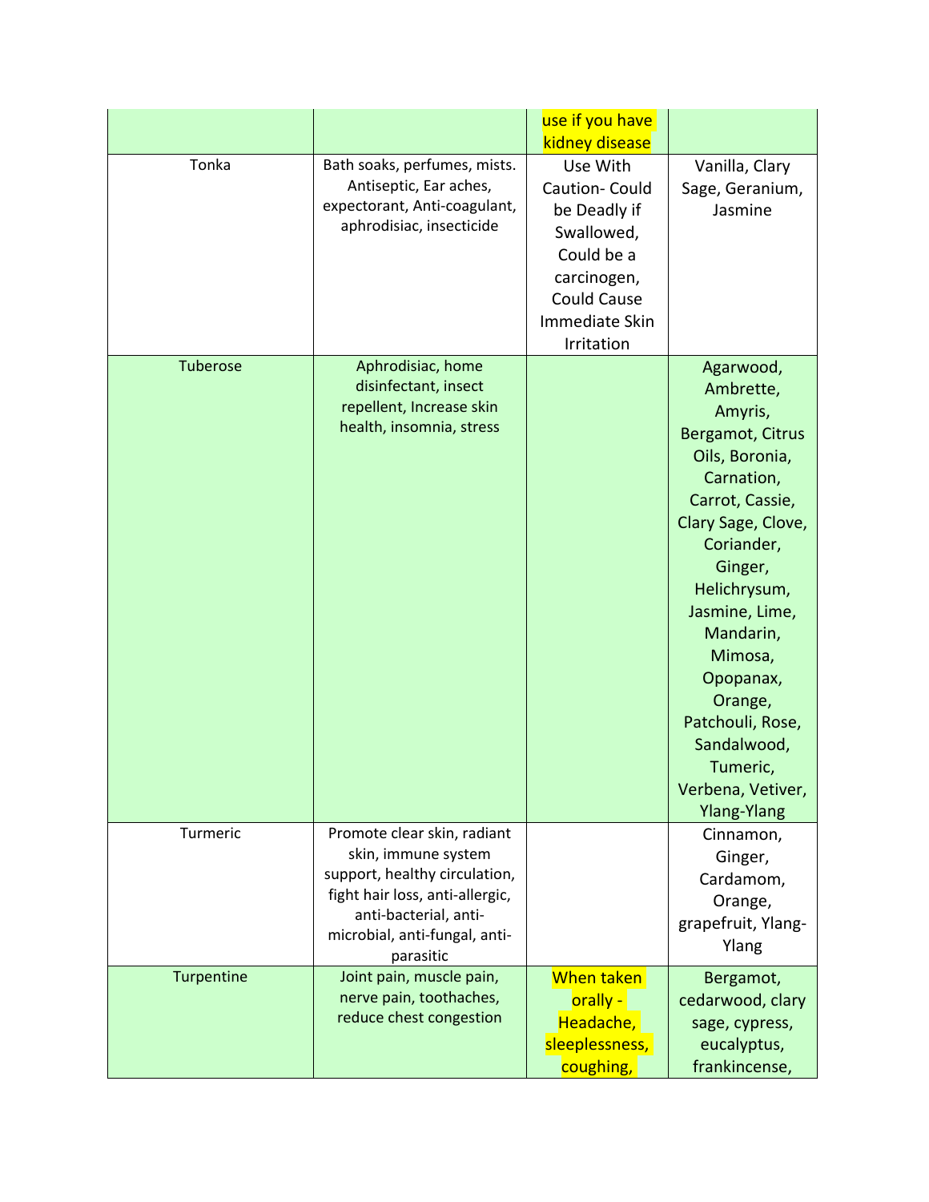| | | use if you have kidney disease | |
|---|---|---|---|
| Tonka | Bath soaks, perfumes, mists. Antiseptic, Ear aches, expectorant, Anti-coagulant, aphrodisiac, insecticide | Use With Caution- Could be Deadly if Swallowed, Could be a carcinogen, Could Cause Immediate Skin Irritation | Vanilla, Clary Sage, Geranium, Jasmine |
| Tuberose | Aphrodisiac, home disinfectant, insect repellent, Increase skin health, insomnia, stress | | Agarwood, Ambrette, Amyris, Bergamot, Citrus Oils, Boronia, Carnation, Carrot, Cassie, Clary Sage, Clove, Coriander, Ginger, Helichrysum, Jasmine, Lime, Mandarin, Mimosa, Opopanax, Orange, Patchouli, Rose, Sandalwood, Tumeric, Verbena, Vetiver, Ylang-Ylang |
| Turmeric | Promote clear skin, radiant skin, immune system support, healthy circulation, fight hair loss, anti-allergic, anti-bacterial, anti-microbial, anti-fungal, anti-parasitic | | Cinnamon, Ginger, Cardamom, Orange, grapefruit, Ylang-Ylang |
| Turpentine | Joint pain, muscle pain, nerve pain, toothaches, reduce chest congestion | When taken orally - Headache, sleeplessness, coughing, | Bergamot, cedarwood, clary sage, cypress, eucalyptus, frankincense, |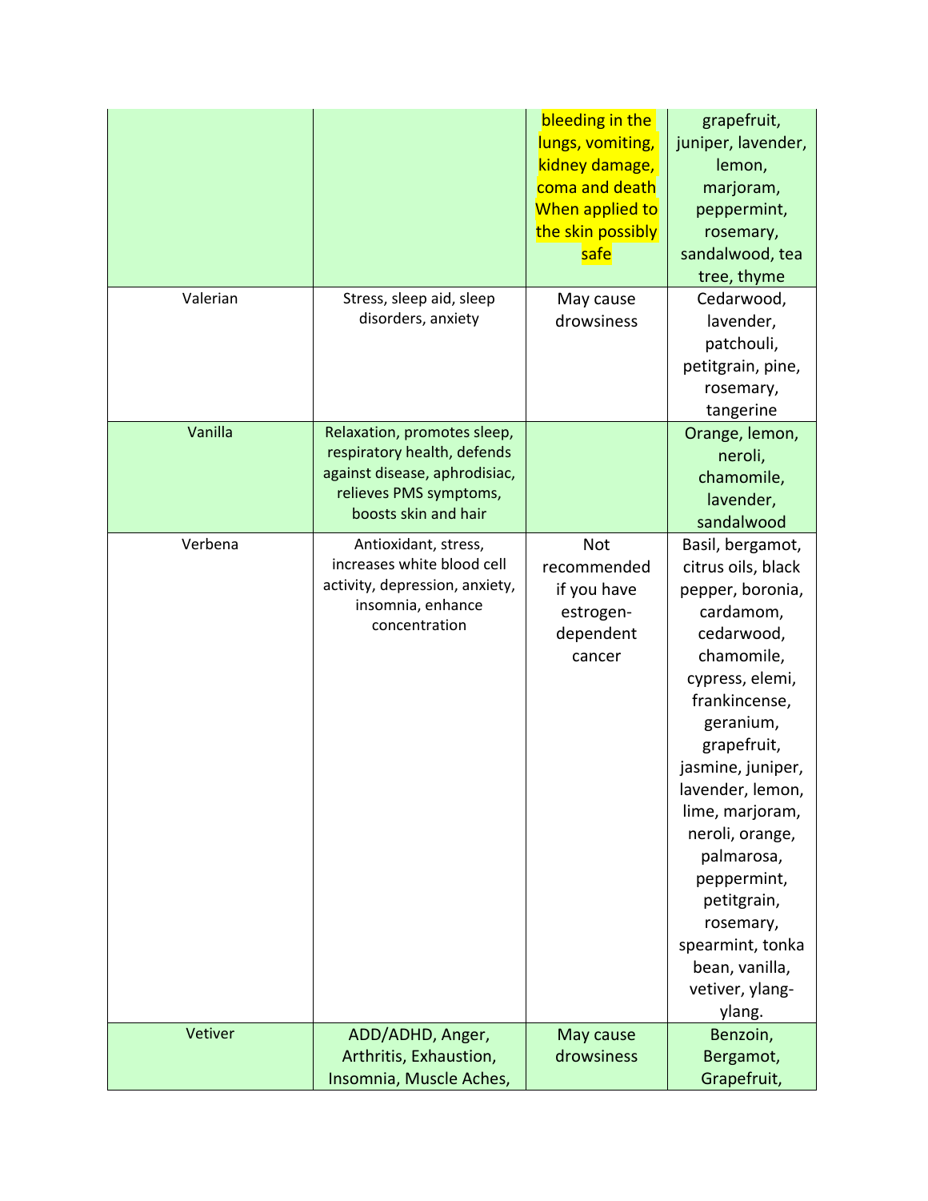| | | | |
|---|---|---|---|
| | | bleeding in the lungs, vomiting, kidney damage, coma and death When applied to the skin possibly safe | grapefruit, juniper, lavender, lemon, marjoram, peppermint, rosemary, sandalwood, tea tree, thyme |
| Valerian | Stress, sleep aid, sleep disorders, anxiety | May cause drowsiness | Cedarwood, lavender, patchouli, petitgrain, pine, rosemary, tangerine |
| Vanilla | Relaxation, promotes sleep, respiratory health, defends against disease, aphrodisiac, relieves PMS symptoms, boosts skin and hair | | Orange, lemon, neroli, chamomile, lavender, sandalwood |
| Verbena | Antioxidant, stress, increases white blood cell activity, depression, anxiety, insomnia, enhance concentration | Not recommended if you have estrogen-dependent cancer | Basil, bergamot, citrus oils, black pepper, boronia, cardamom, cedarwood, chamomile, cypress, elemi, frankincense, geranium, grapefruit, jasmine, juniper, lavender, lemon, lime, marjoram, neroli, orange, palmarosa, peppermint, petitgrain, rosemary, spearmint, tonka bean, vanilla, vetiver, ylang-ylang. |
| Vetiver | ADD/ADHD, Anger, Arthritis, Exhaustion, Insomnia, Muscle Aches, | May cause drowsiness | Benzoin, Bergamot, Grapefruit, |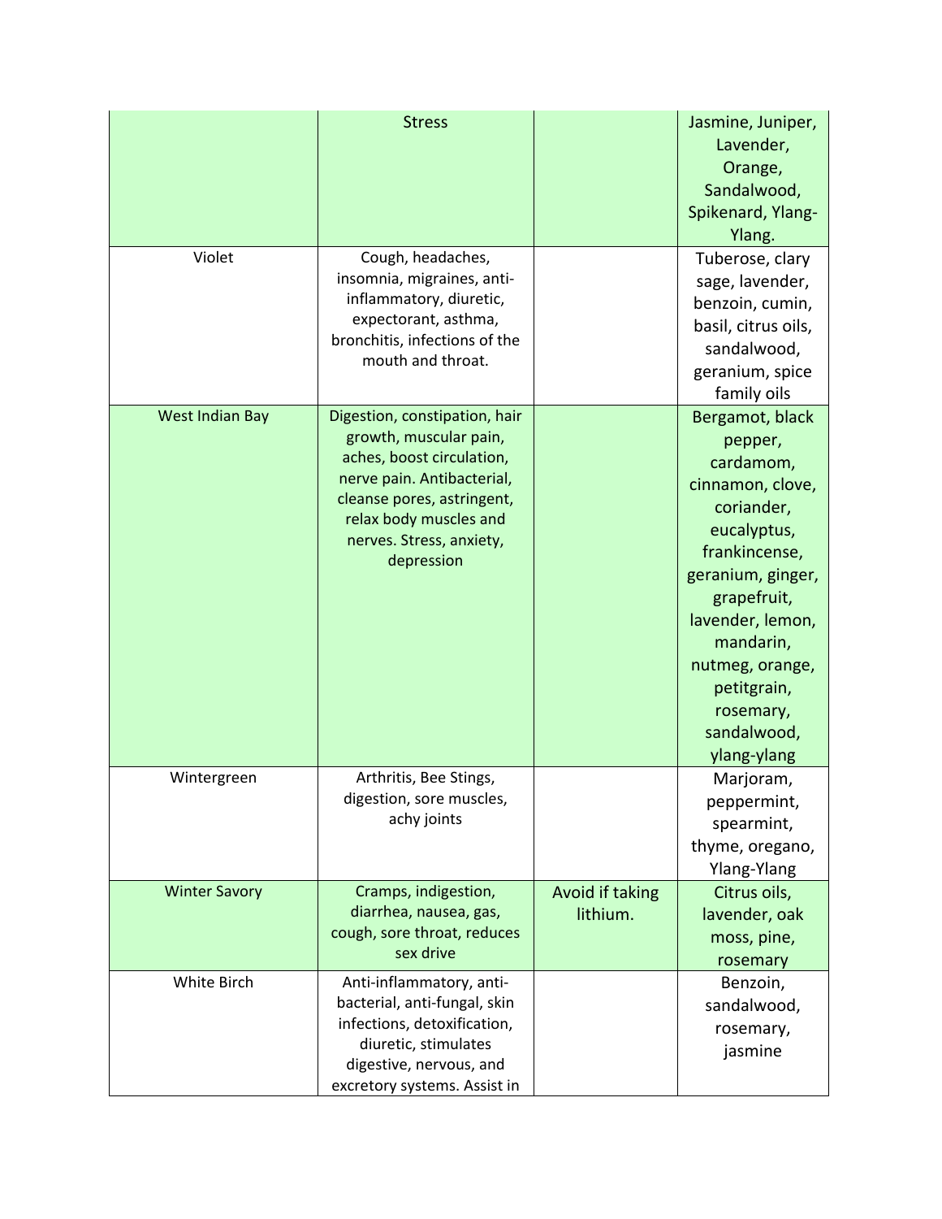| | | | |
|---|---|---|---|
| | Stress | | Jasmine, Juniper, Lavender, Orange, Sandalwood, Spikenard, Ylang-Ylang. |
| Violet | Cough, headaches, insomnia, migraines, anti-inflammatory, diuretic, expectorant, asthma, bronchitis, infections of the mouth and throat. | | Tuberose, clary sage, lavender, benzoin, cumin, basil, citrus oils, sandalwood, geranium, spice family oils |
| West Indian Bay | Digestion, constipation, hair growth, muscular pain, aches, boost circulation, nerve pain. Antibacterial, cleanse pores, astringent, relax body muscles and nerves. Stress, anxiety, depression | | Bergamot, black pepper, cardamom, cinnamon, clove, coriander, eucalyptus, frankincense, geranium, ginger, grapefruit, lavender, lemon, mandarin, nutmeg, orange, petitgrain, rosemary, sandalwood, ylang-ylang |
| Wintergreen | Arthritis, Bee Stings, digestion, sore muscles, achy joints | | Marjoram, peppermint, spearmint, thyme, oregano, Ylang-Ylang |
| Winter Savory | Cramps, indigestion, diarrhea, nausea, gas, cough, sore throat, reduces sex drive | Avoid if taking lithium. | Citrus oils, lavender, oak moss, pine, rosemary |
| White Birch | Anti-inflammatory, anti-bacterial, anti-fungal, skin infections, detoxification, diuretic, stimulates digestive, nervous, and excretory systems. Assist in | | Benzoin, sandalwood, rosemary, jasmine |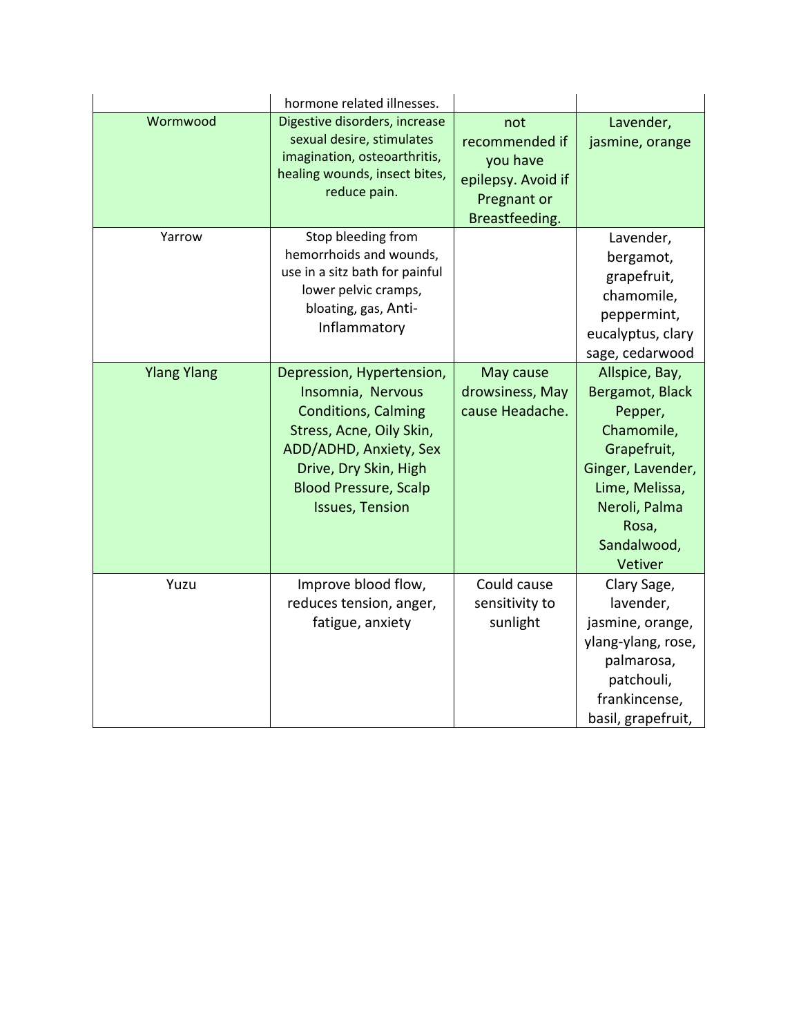| | | | |
|---|---|---|---|
| | hormone related illnesses. | | |
| Wormwood | Digestive disorders, increase sexual desire, stimulates imagination, osteoarthritis, healing wounds, insect bites, reduce pain. | not recommended if you have epilepsy. Avoid if Pregnant or Breastfeeding. | Lavender, jasmine, orange |
| Yarrow | Stop bleeding from hemorrhoids and wounds, use in a sitz bath for painful lower pelvic cramps, bloating, gas, Anti-Inflammatory | | Lavender, bergamot, grapefruit, chamomile, peppermint, eucalyptus, clary sage, cedarwood |
| Ylang Ylang | Depression, Hypertension, Insomnia, Nervous Conditions, Calming Stress, Acne, Oily Skin, ADD/ADHD, Anxiety, Sex Drive, Dry Skin, High Blood Pressure, Scalp Issues, Tension | May cause drowsiness, May cause Headache. | Allspice, Bay, Bergamot, Black Pepper, Chamomile, Grapefruit, Ginger, Lavender, Lime, Melissa, Neroli, Palma Rosa, Sandalwood, Vetiver |
| Yuzu | Improve blood flow, reduces tension, anger, fatigue, anxiety | Could cause sensitivity to sunlight | Clary Sage, lavender, jasmine, orange, ylang-ylang, rose, palmarosa, patchouli, frankincense, basil, grapefruit, |